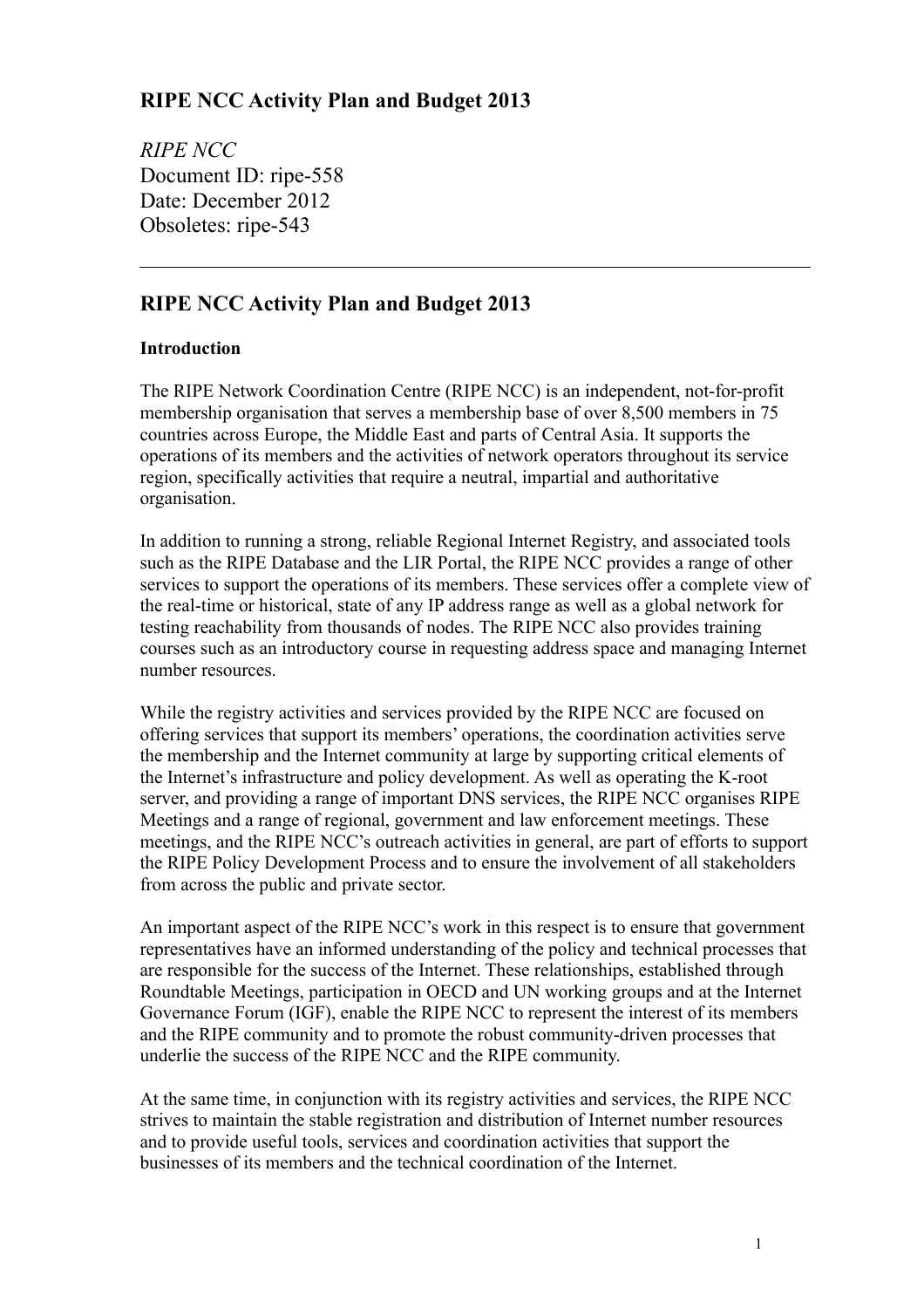# RIPE NCC Activity Plan and Budget 2013

*RIPE NCC*
Document ID: ripe-558
Date: December 2012
Obsoletes: ripe-543

---

## RIPE NCC Activity Plan and Budget 2013

### Introduction

The RIPE Network Coordination Centre (RIPE NCC) is an independent, not-for-profit membership organisation that serves a membership base of over 8,500 members in 75 countries across Europe, the Middle East and parts of Central Asia. It supports the operations of its members and the activities of network operators throughout its service region, specifically activities that require a neutral, impartial and authoritative organisation.

In addition to running a strong, reliable Regional Internet Registry, and associated tools such as the RIPE Database and the LIR Portal, the RIPE NCC provides a range of other services to support the operations of its members. These services offer a complete view of the real-time or historical, state of any IP address range as well as a global network for testing reachability from thousands of nodes. The RIPE NCC also provides training courses such as an introductory course in requesting address space and managing Internet number resources.

While the registry activities and services provided by the RIPE NCC are focused on offering services that support its members' operations, the coordination activities serve the membership and the Internet community at large by supporting critical elements of the Internet's infrastructure and policy development. As well as operating the K-root server, and providing a range of important DNS services, the RIPE NCC organises RIPE Meetings and a range of regional, government and law enforcement meetings. These meetings, and the RIPE NCC's outreach activities in general, are part of efforts to support the RIPE Policy Development Process and to ensure the involvement of all stakeholders from across the public and private sector.

An important aspect of the RIPE NCC's work in this respect is to ensure that government representatives have an informed understanding of the policy and technical processes that are responsible for the success of the Internet. These relationships, established through Roundtable Meetings, participation in OECD and UN working groups and at the Internet Governance Forum (IGF), enable the RIPE NCC to represent the interest of its members and the RIPE community and to promote the robust community-driven processes that underlie the success of the RIPE NCC and the RIPE community.

At the same time, in conjunction with its registry activities and services, the RIPE NCC strives to maintain the stable registration and distribution of Internet number resources and to provide useful tools, services and coordination activities that support the businesses of its members and the technical coordination of the Internet.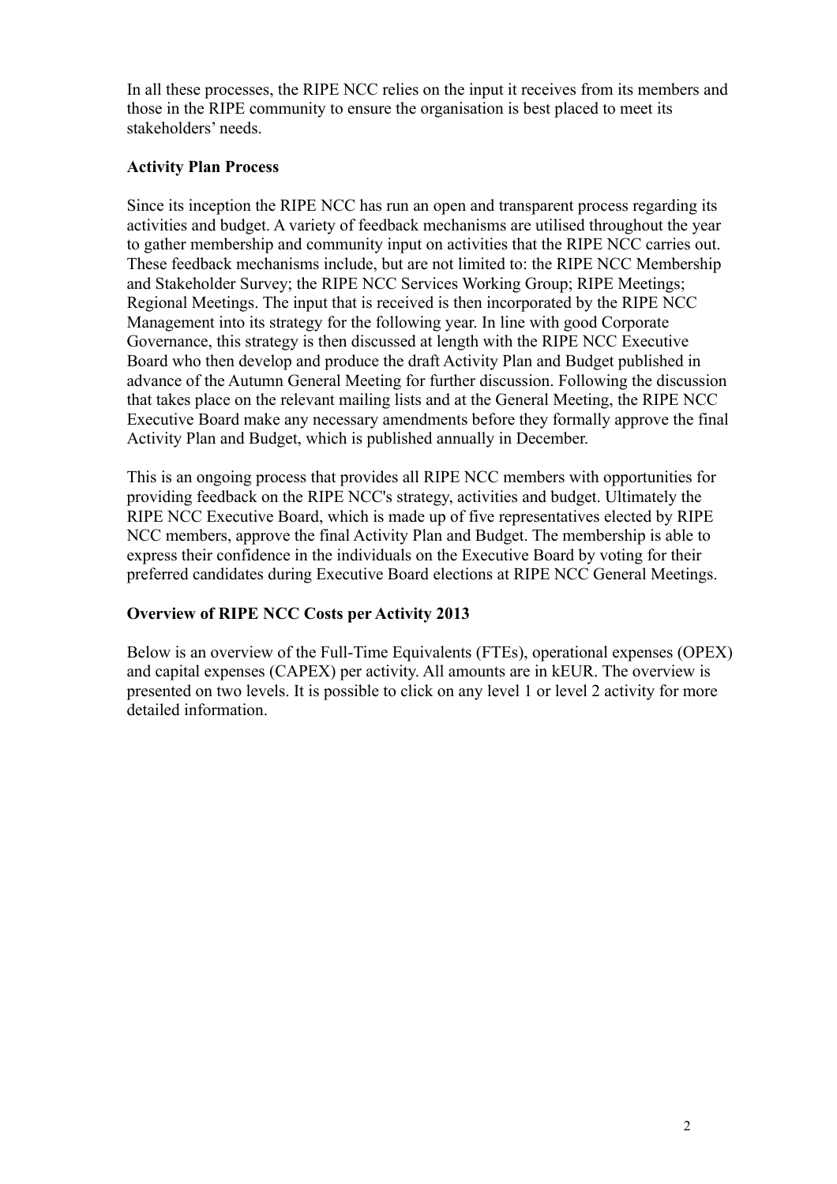In all these processes, the RIPE NCC relies on the input it receives from its members and those in the RIPE community to ensure the organisation is best placed to meet its stakeholders' needs.

**Activity Plan Process**

Since its inception the RIPE NCC has run an open and transparent process regarding its activities and budget. A variety of feedback mechanisms are utilised throughout the year to gather membership and community input on activities that the RIPE NCC carries out. These feedback mechanisms include, but are not limited to: the RIPE NCC Membership and Stakeholder Survey; the RIPE NCC Services Working Group; RIPE Meetings; Regional Meetings. The input that is received is then incorporated by the RIPE NCC Management into its strategy for the following year. In line with good Corporate Governance, this strategy is then discussed at length with the RIPE NCC Executive Board who then develop and produce the draft Activity Plan and Budget published in advance of the Autumn General Meeting for further discussion. Following the discussion that takes place on the relevant mailing lists and at the General Meeting, the RIPE NCC Executive Board make any necessary amendments before they formally approve the final Activity Plan and Budget, which is published annually in December.

This is an ongoing process that provides all RIPE NCC members with opportunities for providing feedback on the RIPE NCC's strategy, activities and budget. Ultimately the RIPE NCC Executive Board, which is made up of five representatives elected by RIPE NCC members, approve the final Activity Plan and Budget. The membership is able to express their confidence in the individuals on the Executive Board by voting for their preferred candidates during Executive Board elections at RIPE NCC General Meetings.

**Overview of RIPE NCC Costs per Activity 2013**

Below is an overview of the Full-Time Equivalents (FTEs), operational expenses (OPEX) and capital expenses (CAPEX) per activity. All amounts are in kEUR. The overview is presented on two levels. It is possible to click on any level 1 or level 2 activity for more detailed information.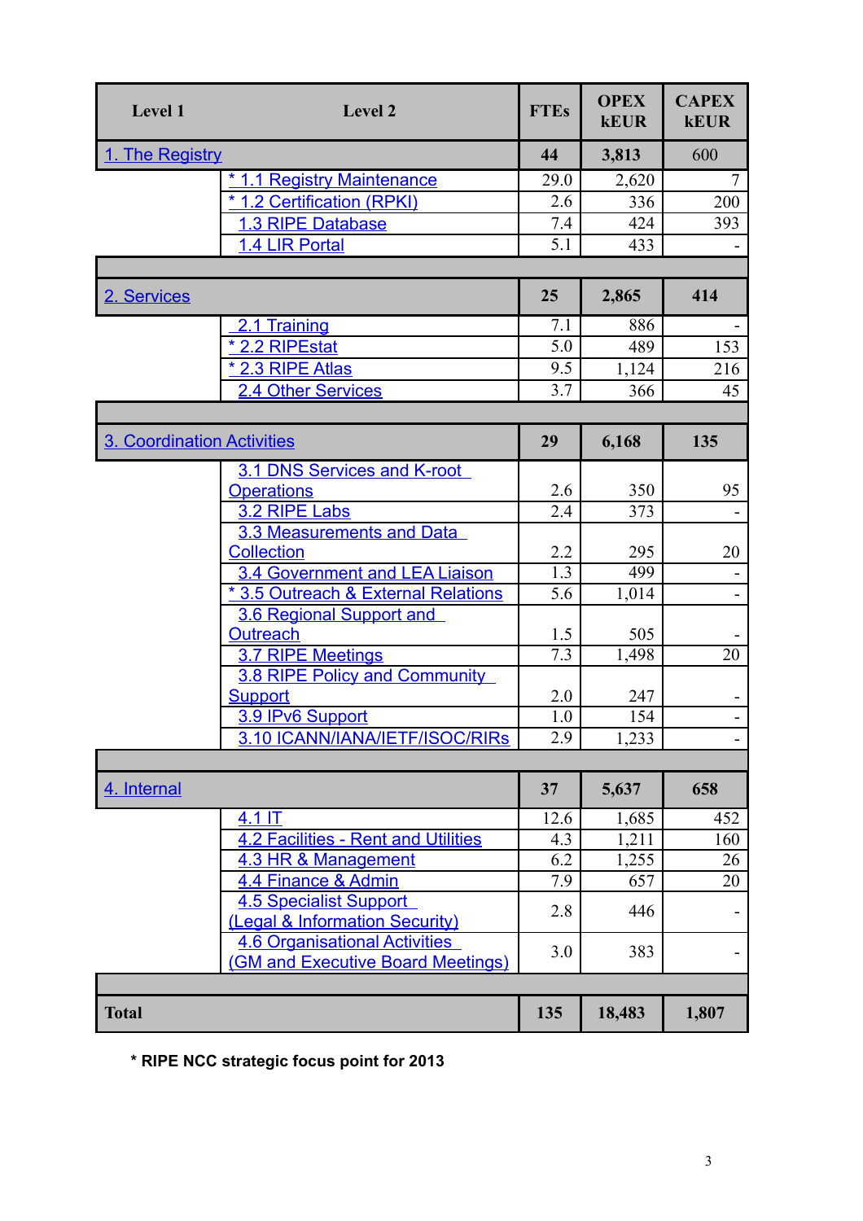| Level 1 | Level 2 | FTEs | OPEX kEUR | CAPEX kEUR |
|---|---|---|---|---|
| **1. The Registry** | | **44** | **3,813** | 600 |
| | * 1.1 Registry Maintenance | 29.0 | 2,620 | 7 |
| | * 1.2 Certification (RPKI) | 2.6 | 336 | 200 |
| | 1.3 RIPE Database | 7.4 | 424 | 393 |
| | 1.4 LIR Portal | 5.1 | 433 | - |
| | | | | |
| **2. Services** | | **25** | **2,865** | **414** |
| | 2.1 Training | 7.1 | 886 | - |
| | * 2.2 RIPEstat | 5.0 | 489 | 153 |
| | * 2.3 RIPE Atlas | 9.5 | 1,124 | 216 |
| | 2.4 Other Services | 3.7 | 366 | 45 |
| | | | | |
| **3. Coordination Activities** | | **29** | **6,168** | **135** |
| | 3.1 DNS Services and K-root Operations | 2.6 | 350 | 95 |
| | 3.2 RIPE Labs | 2.4 | 373 | - |
| | 3.3 Measurements and Data Collection | 2.2 | 295 | 20 |
| | 3.4 Government and LEA Liaison | 1.3 | 499 | - |
| | * 3.5 Outreach & External Relations | 5.6 | 1,014 | - |
| | 3.6 Regional Support and Outreach | 1.5 | 505 | - |
| | 3.7 RIPE Meetings | 7.3 | 1,498 | 20 |
| | 3.8 RIPE Policy and Community Support | 2.0 | 247 | - |
| | 3.9 IPv6 Support | 1.0 | 154 | - |
| | 3.10 ICANN/IANA/IETF/ISOC/RIRs | 2.9 | 1,233 | - |
| | | | | |
| **4. Internal** | | **37** | **5,637** | **658** |
| | 4.1 IT | 12.6 | 1,685 | 452 |
| | 4.2 Facilities - Rent and Utilities | 4.3 | 1,211 | 160 |
| | 4.3 HR & Management | 6.2 | 1,255 | 26 |
| | 4.4 Finance & Admin | 7.9 | 657 | 20 |
| | 4.5 Specialist Support (Legal & Information Security) | 2.8 | 446 | - |
| | 4.6 Organisational Activities (GM and Executive Board Meetings) | 3.0 | 383 | - |
| | | | | |
| **Total** | | **135** | **18,483** | **1,807** |

**\* RIPE NCC strategic focus point for 2013**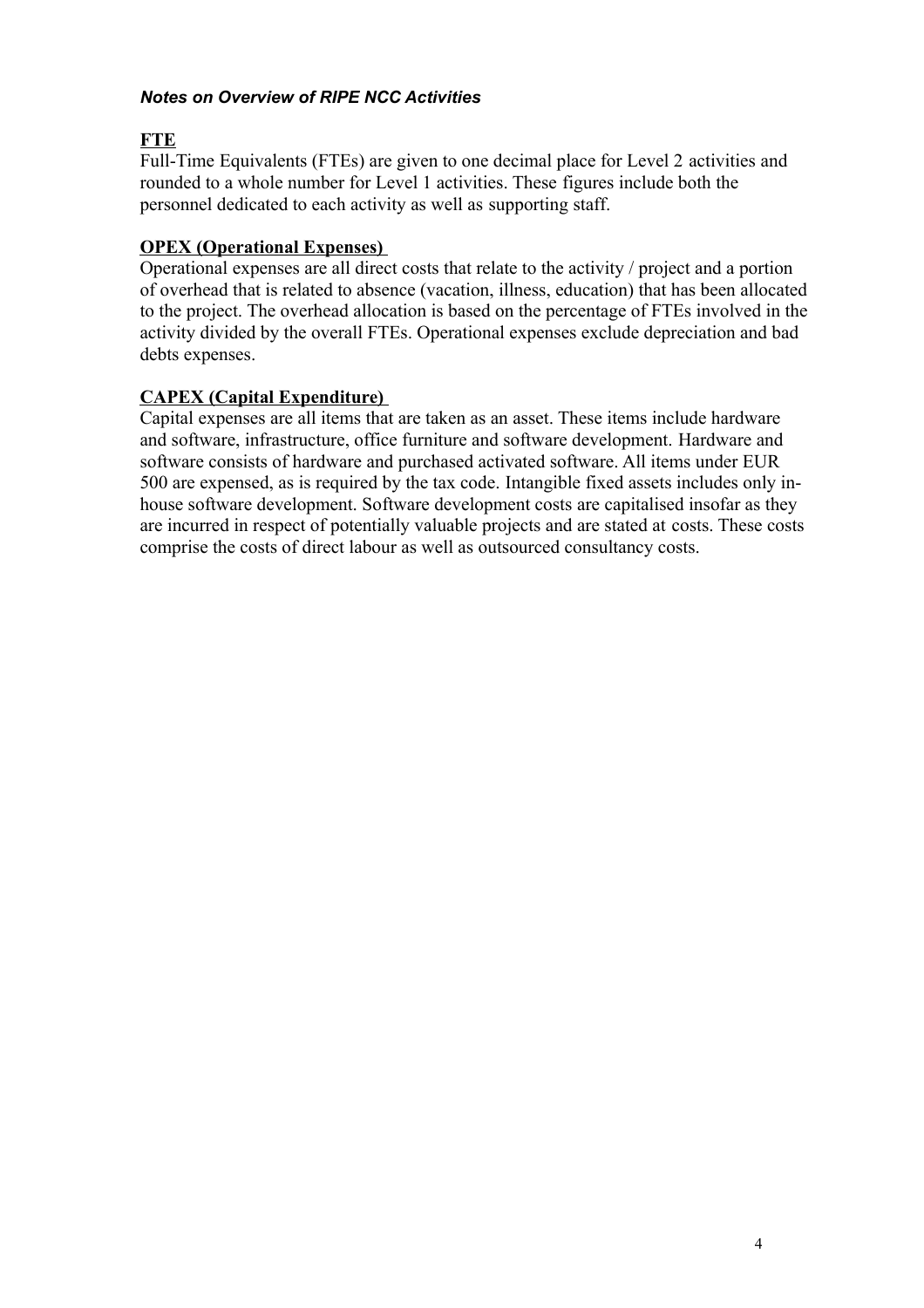***Notes on Overview of RIPE NCC Activities***

**FTE**

Full-Time Equivalents (FTEs) are given to one decimal place for Level 2 activities and rounded to a whole number for Level 1 activities. These figures include both the personnel dedicated to each activity as well as supporting staff.

**OPEX (Operational Expenses)**

Operational expenses are all direct costs that relate to the activity / project and a portion of overhead that is related to absence (vacation, illness, education) that has been allocated to the project. The overhead allocation is based on the percentage of FTEs involved in the activity divided by the overall FTEs. Operational expenses exclude depreciation and bad debts expenses.

**CAPEX (Capital Expenditure)**

Capital expenses are all items that are taken as an asset. These items include hardware and software, infrastructure, office furniture and software development. Hardware and software consists of hardware and purchased activated software. All items under EUR 500 are expensed, as is required by the tax code. Intangible fixed assets includes only in-house software development. Software development costs are capitalised insofar as they are incurred in respect of potentially valuable projects and are stated at costs. These costs comprise the costs of direct labour as well as outsourced consultancy costs.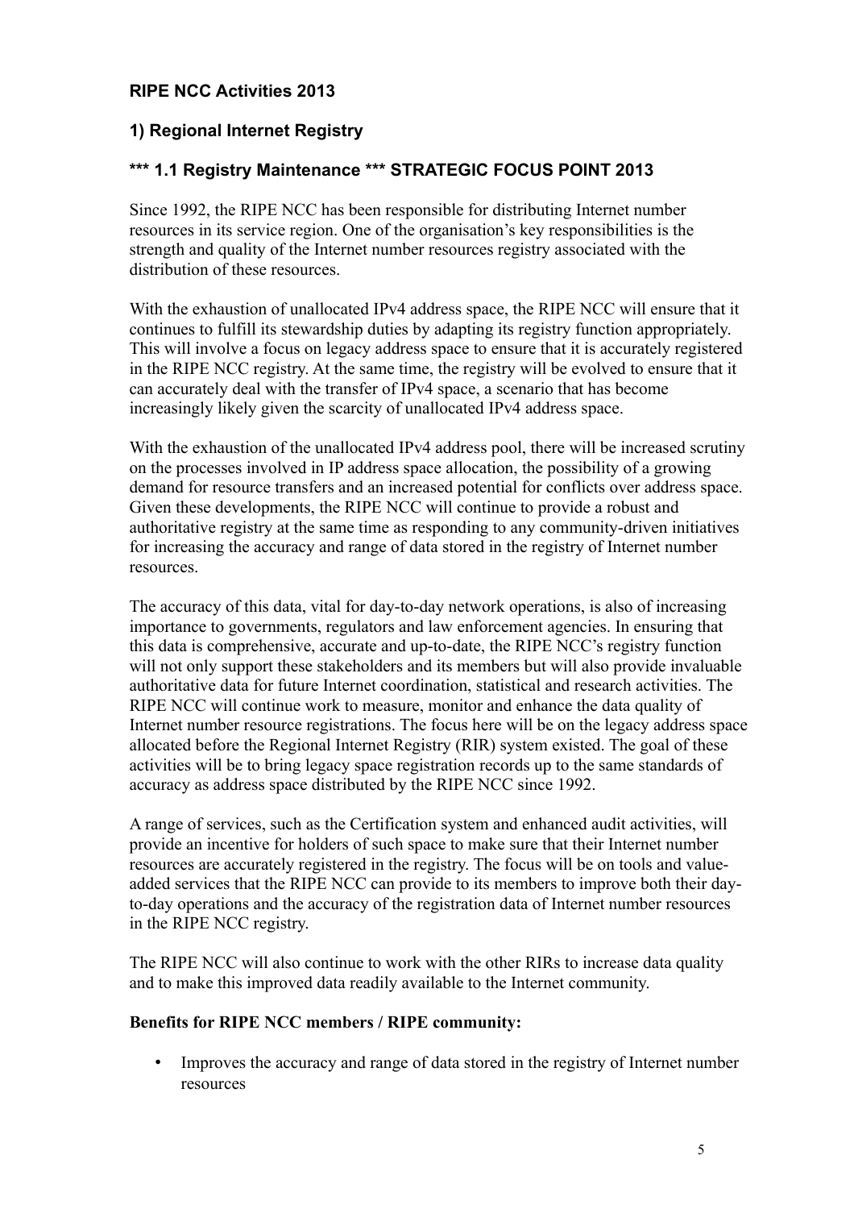# RIPE NCC Activities 2013

## 1) Regional Internet Registry

### *** 1.1 Registry Maintenance *** STRATEGIC FOCUS POINT 2013

Since 1992, the RIPE NCC has been responsible for distributing Internet number resources in its service region. One of the organisation's key responsibilities is the strength and quality of the Internet number resources registry associated with the distribution of these resources.

With the exhaustion of unallocated IPv4 address space, the RIPE NCC will ensure that it continues to fulfill its stewardship duties by adapting its registry function appropriately. This will involve a focus on legacy address space to ensure that it is accurately registered in the RIPE NCC registry. At the same time, the registry will be evolved to ensure that it can accurately deal with the transfer of IPv4 space, a scenario that has become increasingly likely given the scarcity of unallocated IPv4 address space.

With the exhaustion of the unallocated IPv4 address pool, there will be increased scrutiny on the processes involved in IP address space allocation, the possibility of a growing demand for resource transfers and an increased potential for conflicts over address space. Given these developments, the RIPE NCC will continue to provide a robust and authoritative registry at the same time as responding to any community-driven initiatives for increasing the accuracy and range of data stored in the registry of Internet number resources.

The accuracy of this data, vital for day-to-day network operations, is also of increasing importance to governments, regulators and law enforcement agencies. In ensuring that this data is comprehensive, accurate and up-to-date, the RIPE NCC's registry function will not only support these stakeholders and its members but will also provide invaluable authoritative data for future Internet coordination, statistical and research activities. The RIPE NCC will continue work to measure, monitor and enhance the data quality of Internet number resource registrations. The focus here will be on the legacy address space allocated before the Regional Internet Registry (RIR) system existed. The goal of these activities will be to bring legacy space registration records up to the same standards of accuracy as address space distributed by the RIPE NCC since 1992.

A range of services, such as the Certification system and enhanced audit activities, will provide an incentive for holders of such space to make sure that their Internet number resources are accurately registered in the registry. The focus will be on tools and value-added services that the RIPE NCC can provide to its members to improve both their day-to-day operations and the accuracy of the registration data of Internet number resources in the RIPE NCC registry.

The RIPE NCC will also continue to work with the other RIRs to increase data quality and to make this improved data readily available to the Internet community.

**Benefits for RIPE NCC members / RIPE community:**

- Improves the accuracy and range of data stored in the registry of Internet number resources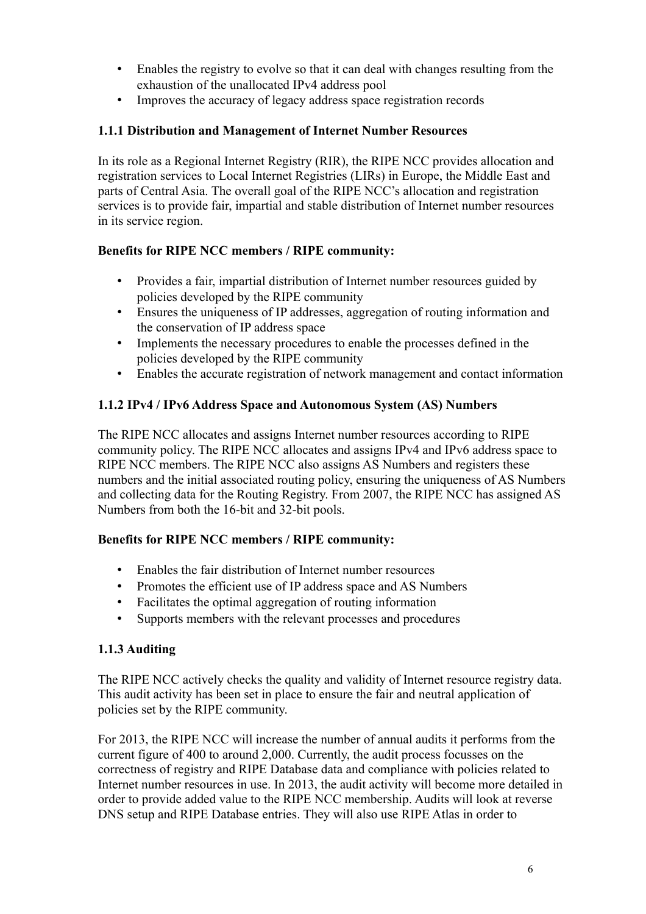- Enables the registry to evolve so that it can deal with changes resulting from the exhaustion of the unallocated IPv4 address pool
- Improves the accuracy of legacy address space registration records

### 1.1.1 Distribution and Management of Internet Number Resources

In its role as a Regional Internet Registry (RIR), the RIPE NCC provides allocation and registration services to Local Internet Registries (LIRs) in Europe, the Middle East and parts of Central Asia. The overall goal of the RIPE NCC's allocation and registration services is to provide fair, impartial and stable distribution of Internet number resources in its service region.

**Benefits for RIPE NCC members / RIPE community:**

- Provides a fair, impartial distribution of Internet number resources guided by policies developed by the RIPE community
- Ensures the uniqueness of IP addresses, aggregation of routing information and the conservation of IP address space
- Implements the necessary procedures to enable the processes defined in the policies developed by the RIPE community
- Enables the accurate registration of network management and contact information

### 1.1.2 IPv4 / IPv6 Address Space and Autonomous System (AS) Numbers

The RIPE NCC allocates and assigns Internet number resources according to RIPE community policy. The RIPE NCC allocates and assigns IPv4 and IPv6 address space to RIPE NCC members. The RIPE NCC also assigns AS Numbers and registers these numbers and the initial associated routing policy, ensuring the uniqueness of AS Numbers and collecting data for the Routing Registry. From 2007, the RIPE NCC has assigned AS Numbers from both the 16-bit and 32-bit pools.

**Benefits for RIPE NCC members / RIPE community:**

- Enables the fair distribution of Internet number resources
- Promotes the efficient use of IP address space and AS Numbers
- Facilitates the optimal aggregation of routing information
- Supports members with the relevant processes and procedures

### 1.1.3 Auditing

The RIPE NCC actively checks the quality and validity of Internet resource registry data. This audit activity has been set in place to ensure the fair and neutral application of policies set by the RIPE community.

For 2013, the RIPE NCC will increase the number of annual audits it performs from the current figure of 400 to around 2,000. Currently, the audit process focusses on the correctness of registry and RIPE Database data and compliance with policies related to Internet number resources in use. In 2013, the audit activity will become more detailed in order to provide added value to the RIPE NCC membership. Audits will look at reverse DNS setup and RIPE Database entries. They will also use RIPE Atlas in order to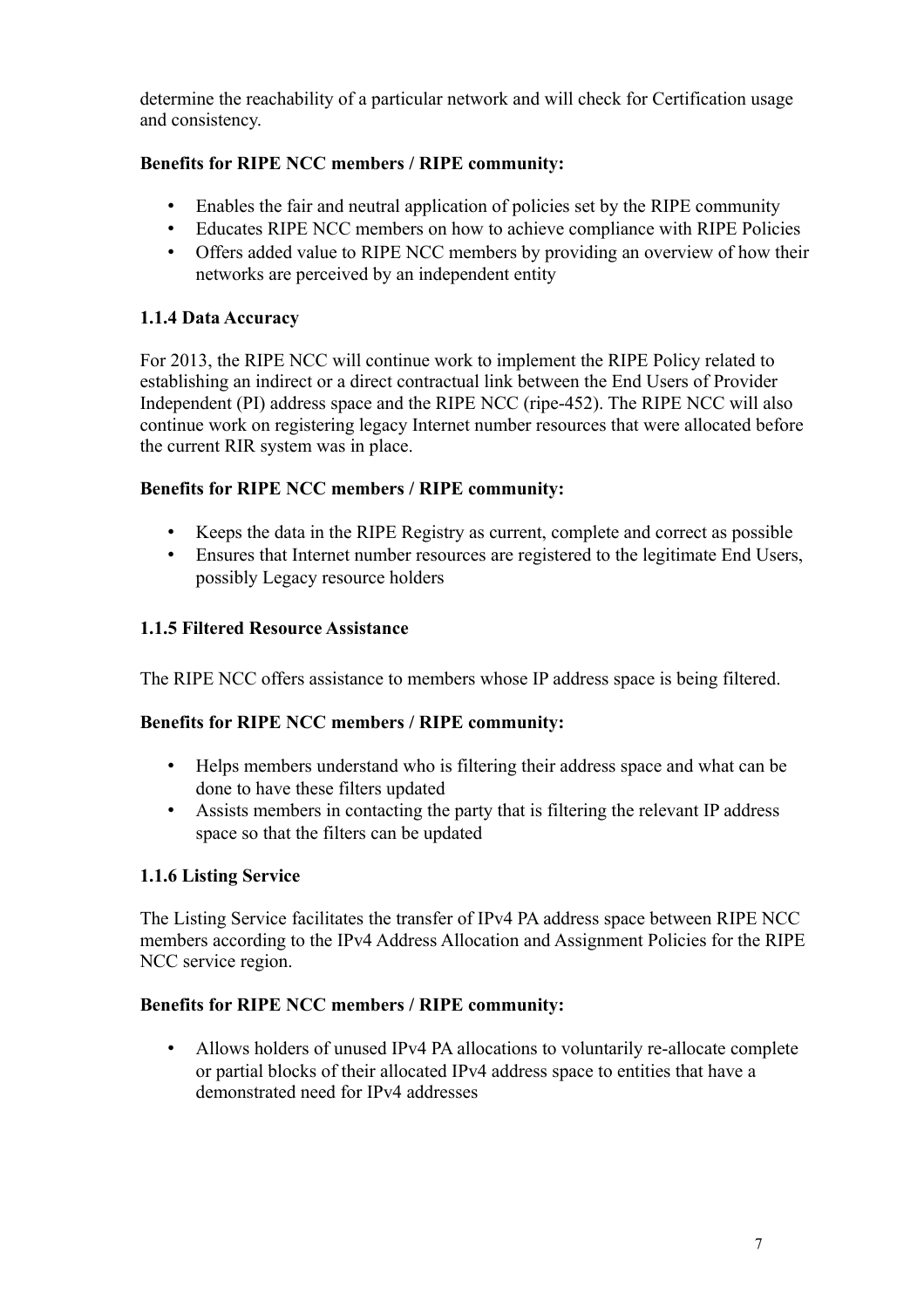determine the reachability of a particular network and will check for Certification usage and consistency.

**Benefits for RIPE NCC members / RIPE community:**

- Enables the fair and neutral application of policies set by the RIPE community
- Educates RIPE NCC members on how to achieve compliance with RIPE Policies
- Offers added value to RIPE NCC members by providing an overview of how their networks are perceived by an independent entity

### 1.1.4 Data Accuracy

For 2013, the RIPE NCC will continue work to implement the RIPE Policy related to establishing an indirect or a direct contractual link between the End Users of Provider Independent (PI) address space and the RIPE NCC (ripe-452). The RIPE NCC will also continue work on registering legacy Internet number resources that were allocated before the current RIR system was in place.

**Benefits for RIPE NCC members / RIPE community:**

- Keeps the data in the RIPE Registry as current, complete and correct as possible
- Ensures that Internet number resources are registered to the legitimate End Users, possibly Legacy resource holders

### 1.1.5 Filtered Resource Assistance

The RIPE NCC offers assistance to members whose IP address space is being filtered.

**Benefits for RIPE NCC members / RIPE community:**

- Helps members understand who is filtering their address space and what can be done to have these filters updated
- Assists members in contacting the party that is filtering the relevant IP address space so that the filters can be updated

### 1.1.6 Listing Service

The Listing Service facilitates the transfer of IPv4 PA address space between RIPE NCC members according to the IPv4 Address Allocation and Assignment Policies for the RIPE NCC service region.

**Benefits for RIPE NCC members / RIPE community:**

- Allows holders of unused IPv4 PA allocations to voluntarily re-allocate complete or partial blocks of their allocated IPv4 address space to entities that have a demonstrated need for IPv4 addresses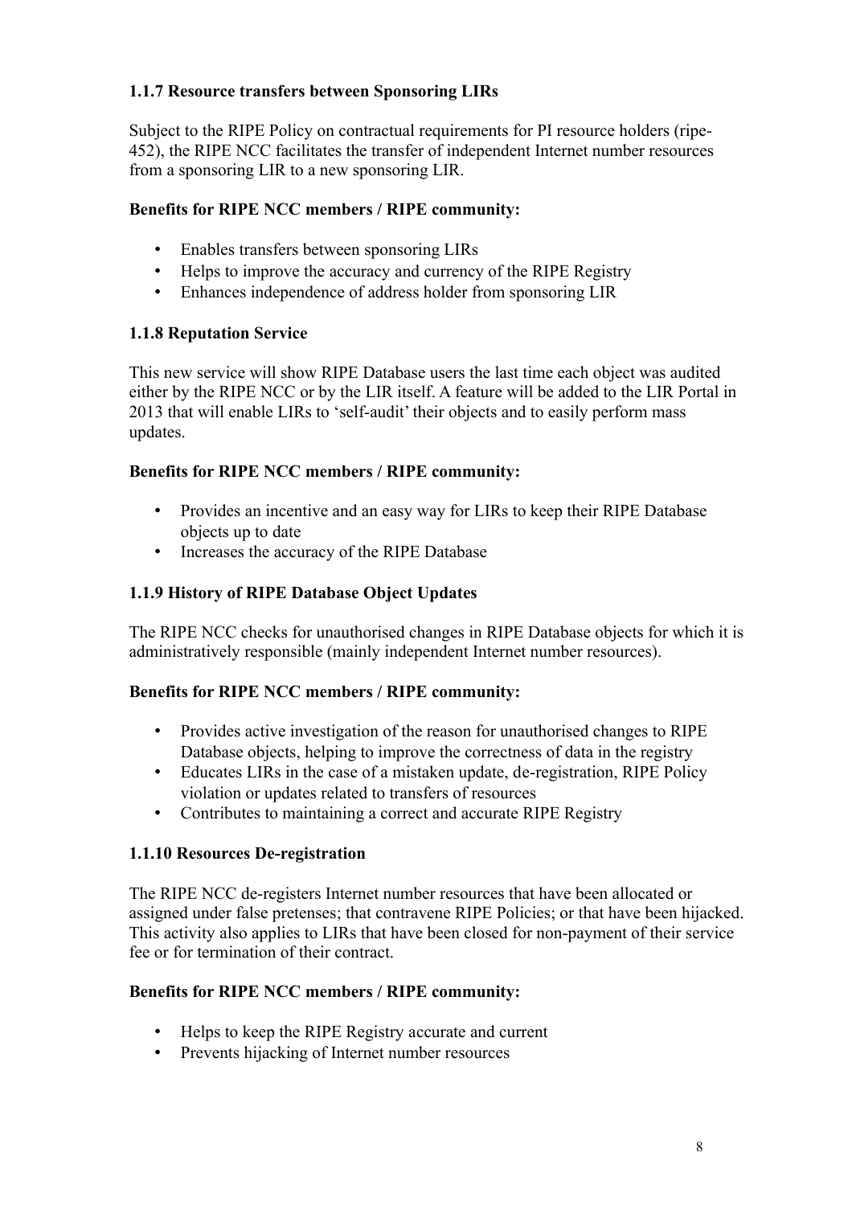### 1.1.7 Resource transfers between Sponsoring LIRs

Subject to the RIPE Policy on contractual requirements for PI resource holders (ripe-452), the RIPE NCC facilitates the transfer of independent Internet number resources from a sponsoring LIR to a new sponsoring LIR.

**Benefits for RIPE NCC members / RIPE community:**

- Enables transfers between sponsoring LIRs
- Helps to improve the accuracy and currency of the RIPE Registry
- Enhances independence of address holder from sponsoring LIR

### 1.1.8 Reputation Service

This new service will show RIPE Database users the last time each object was audited either by the RIPE NCC or by the LIR itself. A feature will be added to the LIR Portal in 2013 that will enable LIRs to 'self-audit' their objects and to easily perform mass updates.

**Benefits for RIPE NCC members / RIPE community:**

- Provides an incentive and an easy way for LIRs to keep their RIPE Database objects up to date
- Increases the accuracy of the RIPE Database

### 1.1.9 History of RIPE Database Object Updates

The RIPE NCC checks for unauthorised changes in RIPE Database objects for which it is administratively responsible (mainly independent Internet number resources).

**Benefits for RIPE NCC members / RIPE community:**

- Provides active investigation of the reason for unauthorised changes to RIPE Database objects, helping to improve the correctness of data in the registry
- Educates LIRs in the case of a mistaken update, de-registration, RIPE Policy violation or updates related to transfers of resources
- Contributes to maintaining a correct and accurate RIPE Registry

### 1.1.10 Resources De-registration

The RIPE NCC de-registers Internet number resources that have been allocated or assigned under false pretenses; that contravene RIPE Policies; or that have been hijacked. This activity also applies to LIRs that have been closed for non-payment of their service fee or for termination of their contract.

**Benefits for RIPE NCC members / RIPE community:**

- Helps to keep the RIPE Registry accurate and current
- Prevents hijacking of Internet number resources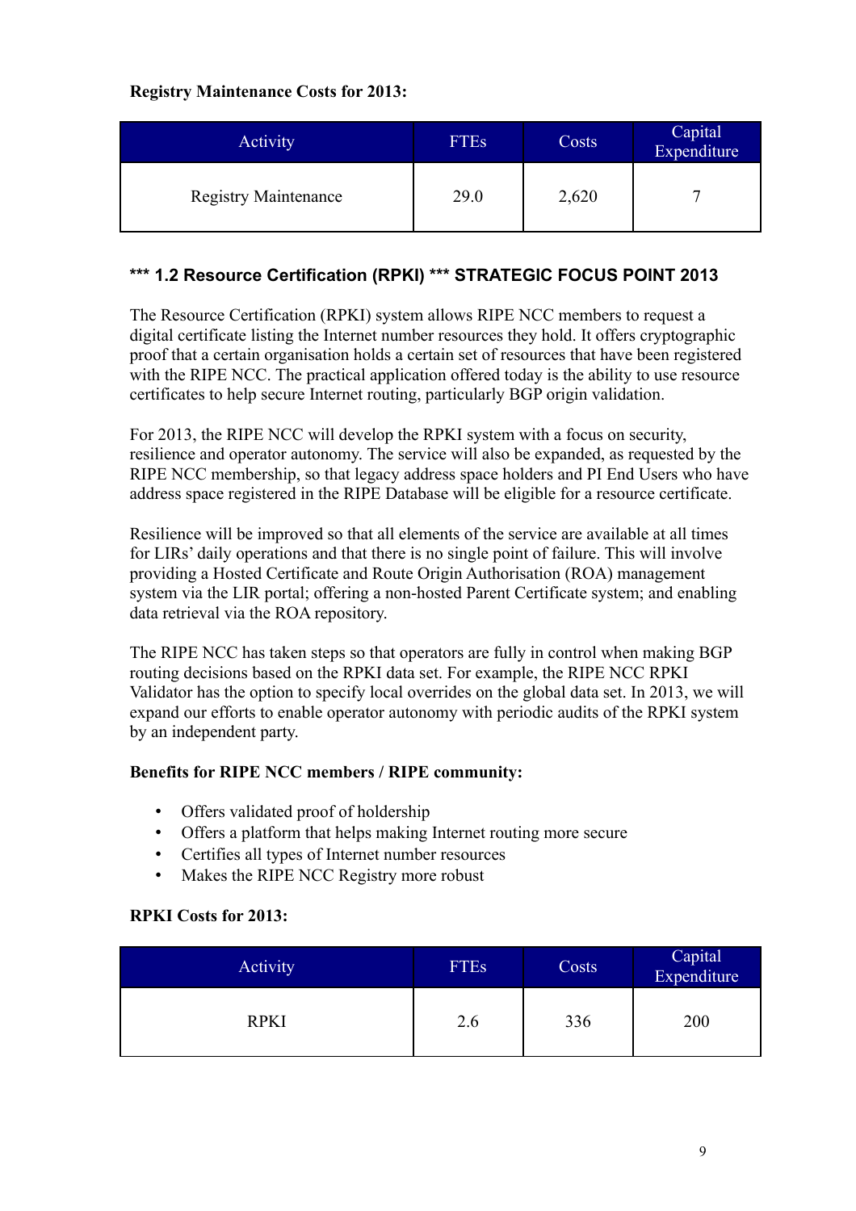**Registry Maintenance Costs for 2013:**

| Activity | FTEs | Costs | Capital Expenditure |
|---|---|---|---|
| Registry Maintenance | 29.0 | 2,620 | 7 |

### *** 1.2 Resource Certification (RPKI) *** STRATEGIC FOCUS POINT 2013

The Resource Certification (RPKI) system allows RIPE NCC members to request a digital certificate listing the Internet number resources they hold. It offers cryptographic proof that a certain organisation holds a certain set of resources that have been registered with the RIPE NCC. The practical application offered today is the ability to use resource certificates to help secure Internet routing, particularly BGP origin validation.

For 2013, the RIPE NCC will develop the RPKI system with a focus on security, resilience and operator autonomy. The service will also be expanded, as requested by the RIPE NCC membership, so that legacy address space holders and PI End Users who have address space registered in the RIPE Database will be eligible for a resource certificate.

Resilience will be improved so that all elements of the service are available at all times for LIRs' daily operations and that there is no single point of failure. This will involve providing a Hosted Certificate and Route Origin Authorisation (ROA) management system via the LIR portal; offering a non-hosted Parent Certificate system; and enabling data retrieval via the ROA repository.

The RIPE NCC has taken steps so that operators are fully in control when making BGP routing decisions based on the RPKI data set. For example, the RIPE NCC RPKI Validator has the option to specify local overrides on the global data set. In 2013, we will expand our efforts to enable operator autonomy with periodic audits of the RPKI system by an independent party.

**Benefits for RIPE NCC members / RIPE community:**

- Offers validated proof of holdership
- Offers a platform that helps making Internet routing more secure
- Certifies all types of Internet number resources
- Makes the RIPE NCC Registry more robust

**RPKI Costs for 2013:**

| Activity | FTEs | Costs | Capital Expenditure |
|---|---|---|---|
| RPKI | 2.6 | 336 | 200 |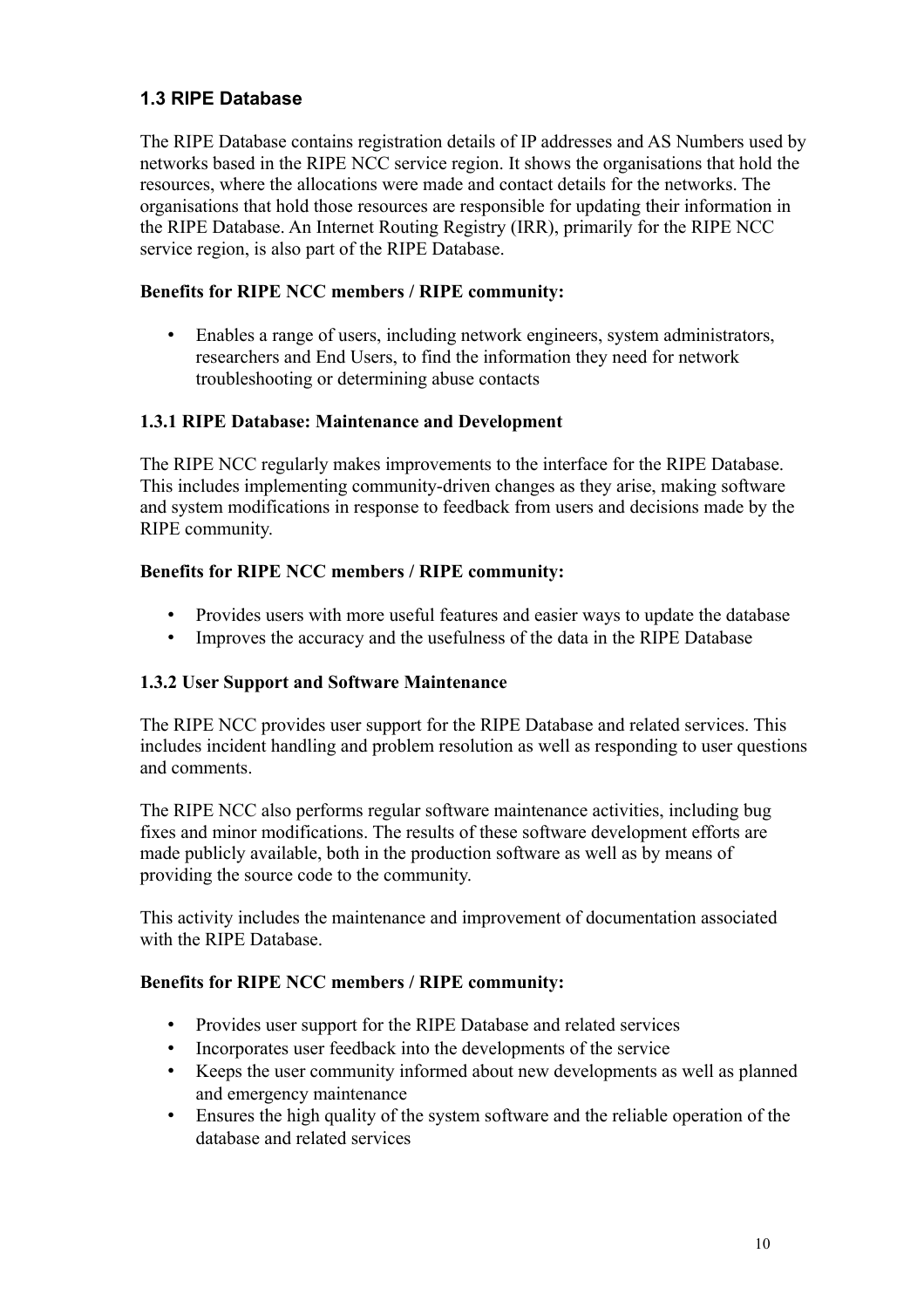## 1.3 RIPE Database

The RIPE Database contains registration details of IP addresses and AS Numbers used by networks based in the RIPE NCC service region. It shows the organisations that hold the resources, where the allocations were made and contact details for the networks. The organisations that hold those resources are responsible for updating their information in the RIPE Database. An Internet Routing Registry (IRR), primarily for the RIPE NCC service region, is also part of the RIPE Database.

**Benefits for RIPE NCC members / RIPE community:**

- Enables a range of users, including network engineers, system administrators, researchers and End Users, to find the information they need for network troubleshooting or determining abuse contacts

### 1.3.1 RIPE Database: Maintenance and Development

The RIPE NCC regularly makes improvements to the interface for the RIPE Database. This includes implementing community-driven changes as they arise, making software and system modifications in response to feedback from users and decisions made by the RIPE community.

**Benefits for RIPE NCC members / RIPE community:**

- Provides users with more useful features and easier ways to update the database
- Improves the accuracy and the usefulness of the data in the RIPE Database

### 1.3.2 User Support and Software Maintenance

The RIPE NCC provides user support for the RIPE Database and related services. This includes incident handling and problem resolution as well as responding to user questions and comments.

The RIPE NCC also performs regular software maintenance activities, including bug fixes and minor modifications. The results of these software development efforts are made publicly available, both in the production software as well as by means of providing the source code to the community.

This activity includes the maintenance and improvement of documentation associated with the RIPE Database.

**Benefits for RIPE NCC members / RIPE community:**

- Provides user support for the RIPE Database and related services
- Incorporates user feedback into the developments of the service
- Keeps the user community informed about new developments as well as planned and emergency maintenance
- Ensures the high quality of the system software and the reliable operation of the database and related services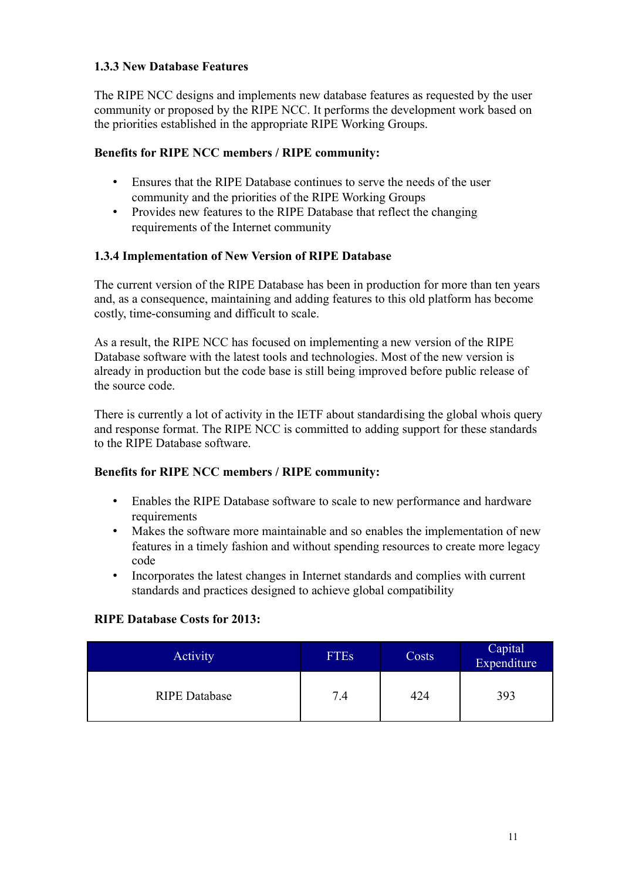### 1.3.3 New Database Features

The RIPE NCC designs and implements new database features as requested by the user community or proposed by the RIPE NCC. It performs the development work based on the priorities established in the appropriate RIPE Working Groups.

**Benefits for RIPE NCC members / RIPE community:**

- Ensures that the RIPE Database continues to serve the needs of the user community and the priorities of the RIPE Working Groups
- Provides new features to the RIPE Database that reflect the changing requirements of the Internet community

### 1.3.4 Implementation of New Version of RIPE Database

The current version of the RIPE Database has been in production for more than ten years and, as a consequence, maintaining and adding features to this old platform has become costly, time-consuming and difficult to scale.

As a result, the RIPE NCC has focused on implementing a new version of the RIPE Database software with the latest tools and technologies. Most of the new version is already in production but the code base is still being improved before public release of the source code.

There is currently a lot of activity in the IETF about standardising the global whois query and response format. The RIPE NCC is committed to adding support for these standards to the RIPE Database software.

**Benefits for RIPE NCC members / RIPE community:**

- Enables the RIPE Database software to scale to new performance and hardware requirements
- Makes the software more maintainable and so enables the implementation of new features in a timely fashion and without spending resources to create more legacy code
- Incorporates the latest changes in Internet standards and complies with current standards and practices designed to achieve global compatibility

**RIPE Database Costs for 2013:**

| Activity | FTEs | Costs | Capital Expenditure |
|---|---|---|---|
| RIPE Database | 7.4 | 424 | 393 |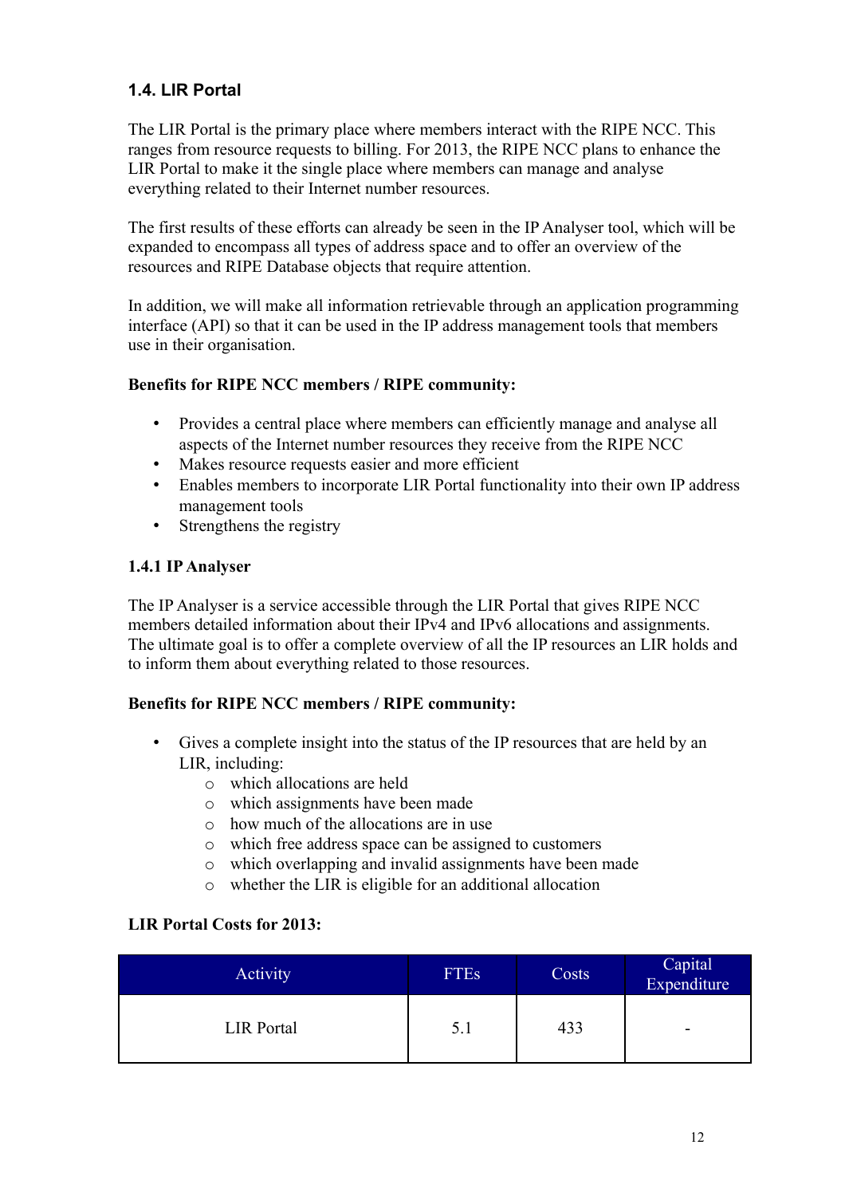### 1.4. LIR Portal

The LIR Portal is the primary place where members interact with the RIPE NCC. This ranges from resource requests to billing. For 2013, the RIPE NCC plans to enhance the LIR Portal to make it the single place where members can manage and analyse everything related to their Internet number resources.

The first results of these efforts can already be seen in the IP Analyser tool, which will be expanded to encompass all types of address space and to offer an overview of the resources and RIPE Database objects that require attention.

In addition, we will make all information retrievable through an application programming interface (API) so that it can be used in the IP address management tools that members use in their organisation.

**Benefits for RIPE NCC members / RIPE community:**

- Provides a central place where members can efficiently manage and analyse all aspects of the Internet number resources they receive from the RIPE NCC
- Makes resource requests easier and more efficient
- Enables members to incorporate LIR Portal functionality into their own IP address management tools
- Strengthens the registry

#### 1.4.1 IP Analyser

The IP Analyser is a service accessible through the LIR Portal that gives RIPE NCC members detailed information about their IPv4 and IPv6 allocations and assignments. The ultimate goal is to offer a complete overview of all the IP resources an LIR holds and to inform them about everything related to those resources.

**Benefits for RIPE NCC members / RIPE community:**

- Gives a complete insight into the status of the IP resources that are held by an LIR, including:
    - which allocations are held
    - which assignments have been made
    - how much of the allocations are in use
    - which free address space can be assigned to customers
    - which overlapping and invalid assignments have been made
    - whether the LIR is eligible for an additional allocation

**LIR Portal Costs for 2013:**

| Activity | FTEs | Costs | Capital Expenditure |
|---|---|---|---|
| LIR Portal | 5.1 | 433 | - |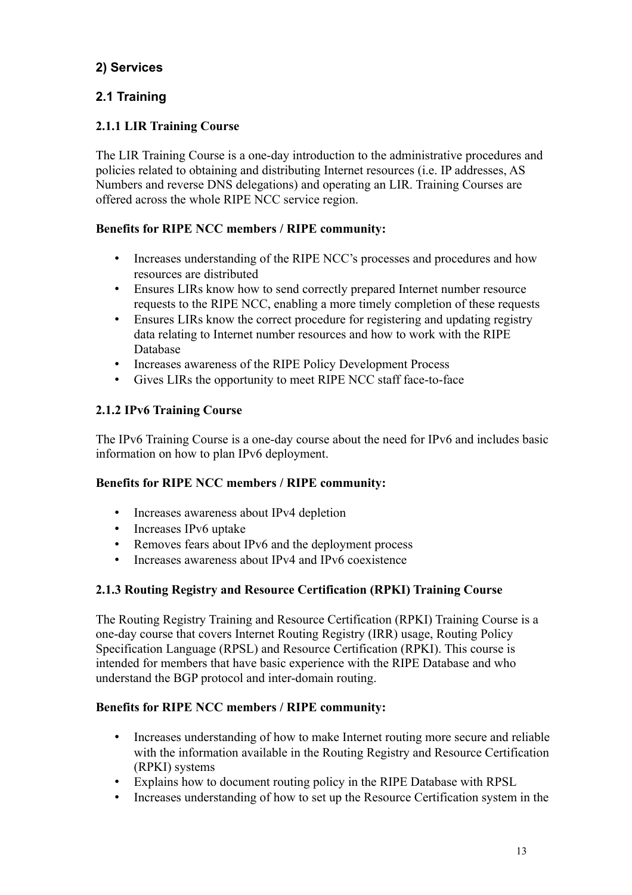## 2) Services

## 2.1 Training

### 2.1.1 LIR Training Course

The LIR Training Course is a one-day introduction to the administrative procedures and policies related to obtaining and distributing Internet resources (i.e. IP addresses, AS Numbers and reverse DNS delegations) and operating an LIR. Training Courses are offered across the whole RIPE NCC service region.

**Benefits for RIPE NCC members / RIPE community:**

- Increases understanding of the RIPE NCC's processes and procedures and how resources are distributed
- Ensures LIRs know how to send correctly prepared Internet number resource requests to the RIPE NCC, enabling a more timely completion of these requests
- Ensures LIRs know the correct procedure for registering and updating registry data relating to Internet number resources and how to work with the RIPE Database
- Increases awareness of the RIPE Policy Development Process
- Gives LIRs the opportunity to meet RIPE NCC staff face-to-face

### 2.1.2 IPv6 Training Course

The IPv6 Training Course is a one-day course about the need for IPv6 and includes basic information on how to plan IPv6 deployment.

**Benefits for RIPE NCC members / RIPE community:**

- Increases awareness about IPv4 depletion
- Increases IPv6 uptake
- Removes fears about IPv6 and the deployment process
- Increases awareness about IPv4 and IPv6 coexistence

### 2.1.3 Routing Registry and Resource Certification (RPKI) Training Course

The Routing Registry Training and Resource Certification (RPKI) Training Course is a one-day course that covers Internet Routing Registry (IRR) usage, Routing Policy Specification Language (RPSL) and Resource Certification (RPKI). This course is intended for members that have basic experience with the RIPE Database and who understand the BGP protocol and inter-domain routing.

**Benefits for RIPE NCC members / RIPE community:**

- Increases understanding of how to make Internet routing more secure and reliable with the information available in the Routing Registry and Resource Certification (RPKI) systems
- Explains how to document routing policy in the RIPE Database with RPSL
- Increases understanding of how to set up the Resource Certification system in the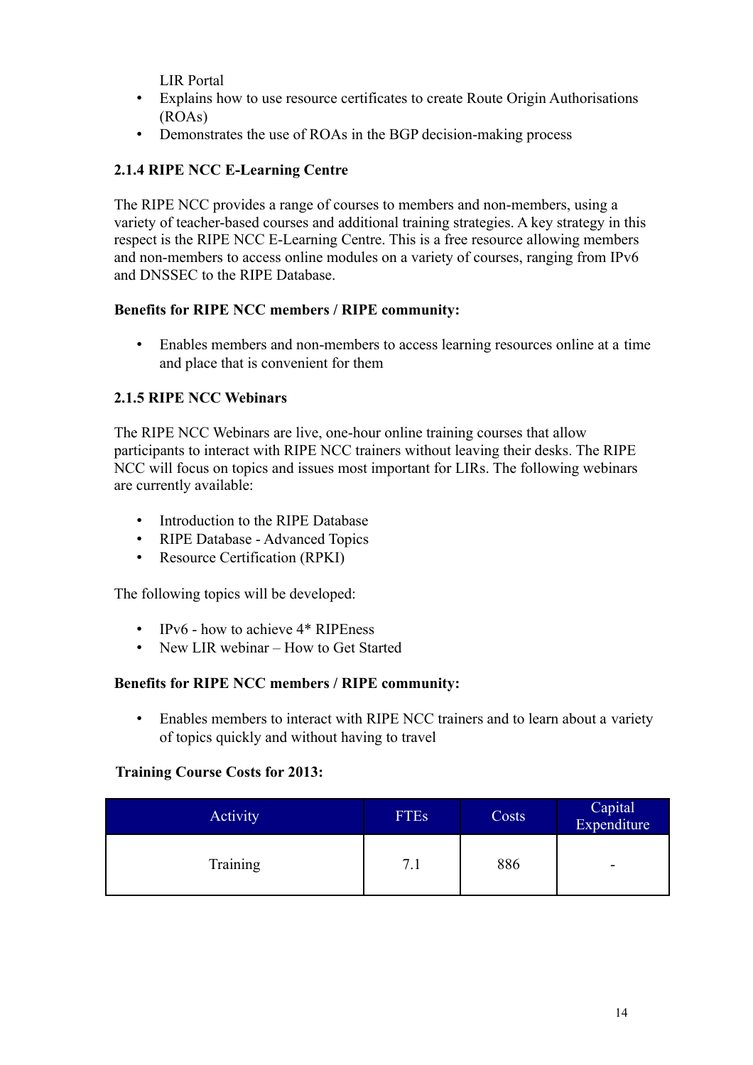LIR Portal

- Explains how to use resource certificates to create Route Origin Authorisations (ROAs)
- Demonstrates the use of ROAs in the BGP decision-making process

### 2.1.4 RIPE NCC E-Learning Centre

The RIPE NCC provides a range of courses to members and non-members, using a variety of teacher-based courses and additional training strategies. A key strategy in this respect is the RIPE NCC E-Learning Centre. This is a free resource allowing members and non-members to access online modules on a variety of courses, ranging from IPv6 and DNSSEC to the RIPE Database.

**Benefits for RIPE NCC members / RIPE community:**

- Enables members and non-members to access learning resources online at a time and place that is convenient for them

### 2.1.5 RIPE NCC Webinars

The RIPE NCC Webinars are live, one-hour online training courses that allow participants to interact with RIPE NCC trainers without leaving their desks. The RIPE NCC will focus on topics and issues most important for LIRs. The following webinars are currently available:

- Introduction to the RIPE Database
- RIPE Database - Advanced Topics
- Resource Certification (RPKI)

The following topics will be developed:

- IPv6 - how to achieve 4* RIPEness
- New LIR webinar – How to Get Started

**Benefits for RIPE NCC members / RIPE community:**

- Enables members to interact with RIPE NCC trainers and to learn about a variety of topics quickly and without having to travel

**Training Course Costs for 2013:**

| Activity | FTEs | Costs | Capital Expenditure |
|---|---|---|---|
| Training | 7.1 | 886 | - |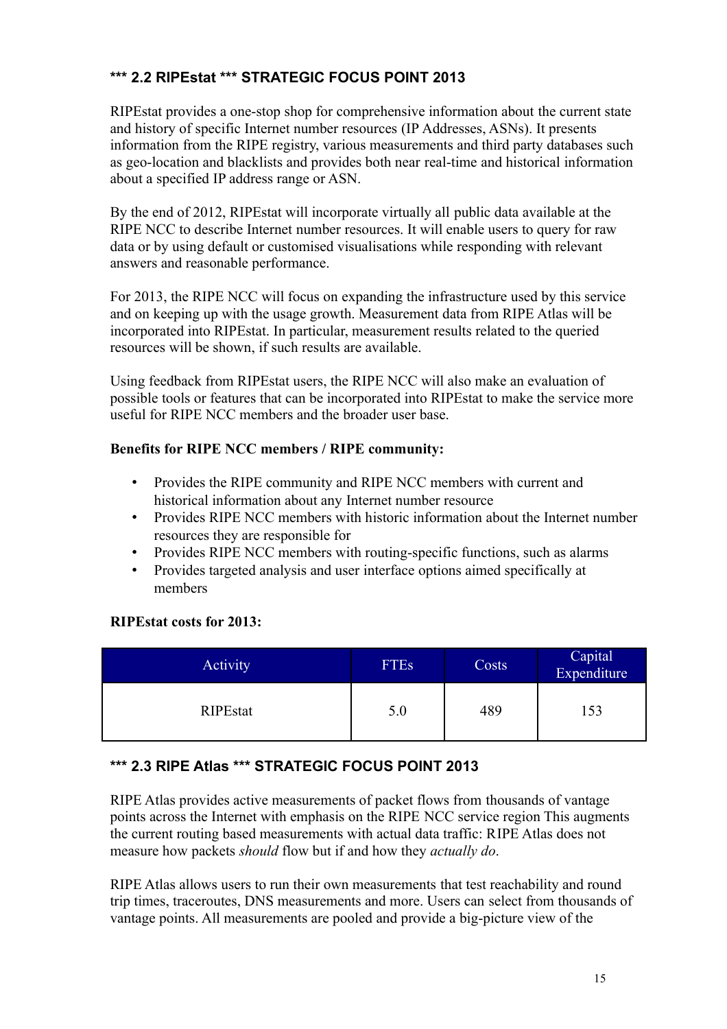### *** 2.2 RIPEstat *** STRATEGIC FOCUS POINT 2013

RIPEstat provides a one-stop shop for comprehensive information about the current state and history of specific Internet number resources (IP Addresses, ASNs). It presents information from the RIPE registry, various measurements and third party databases such as geo-location and blacklists and provides both near real-time and historical information about a specified IP address range or ASN.

By the end of 2012, RIPEstat will incorporate virtually all public data available at the RIPE NCC to describe Internet number resources. It will enable users to query for raw data or by using default or customised visualisations while responding with relevant answers and reasonable performance.

For 2013, the RIPE NCC will focus on expanding the infrastructure used by this service and on keeping up with the usage growth. Measurement data from RIPE Atlas will be incorporated into RIPEstat. In particular, measurement results related to the queried resources will be shown, if such results are available.

Using feedback from RIPEstat users, the RIPE NCC will also make an evaluation of possible tools or features that can be incorporated into RIPEstat to make the service more useful for RIPE NCC members and the broader user base.

**Benefits for RIPE NCC members / RIPE community:**

- Provides the RIPE community and RIPE NCC members with current and historical information about any Internet number resource
- Provides RIPE NCC members with historic information about the Internet number resources they are responsible for
- Provides RIPE NCC members with routing-specific functions, such as alarms
- Provides targeted analysis and user interface options aimed specifically at members

**RIPEstat costs for 2013:**

| Activity | FTEs | Costs | Capital Expenditure |
|---|---|---|---|
| RIPEstat | 5.0 | 489 | 153 |

### *** 2.3 RIPE Atlas *** STRATEGIC FOCUS POINT 2013

RIPE Atlas provides active measurements of packet flows from thousands of vantage points across the Internet with emphasis on the RIPE NCC service region This augments the current routing based measurements with actual data traffic: RIPE Atlas does not measure how packets *should* flow but if and how they *actually do*.

RIPE Atlas allows users to run their own measurements that test reachability and round trip times, traceroutes, DNS measurements and more. Users can select from thousands of vantage points. All measurements are pooled and provide a big-picture view of the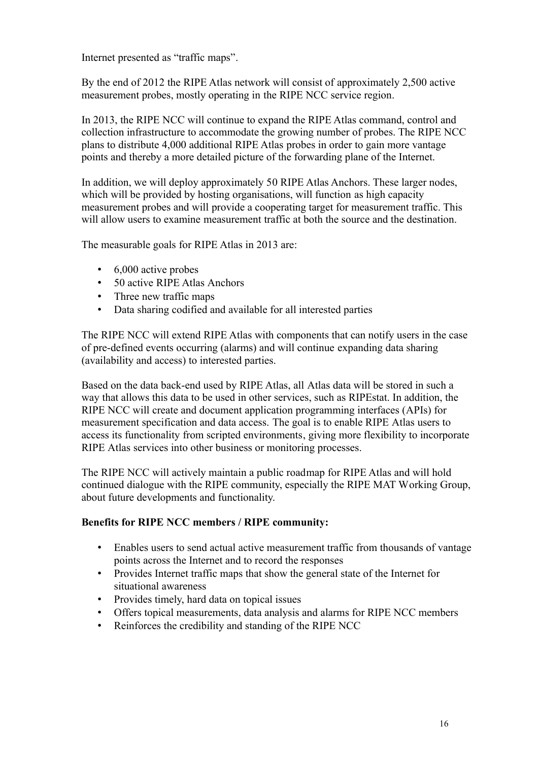Internet presented as “traffic maps”.

By the end of 2012 the RIPE Atlas network will consist of approximately 2,500 active measurement probes, mostly operating in the RIPE NCC service region.

In 2013, the RIPE NCC will continue to expand the RIPE Atlas command, control and collection infrastructure to accommodate the growing number of probes. The RIPE NCC plans to distribute 4,000 additional RIPE Atlas probes in order to gain more vantage points and thereby a more detailed picture of the forwarding plane of the Internet.

In addition, we will deploy approximately 50 RIPE Atlas Anchors. These larger nodes, which will be provided by hosting organisations, will function as high capacity measurement probes and will provide a cooperating target for measurement traffic. This will allow users to examine measurement traffic at both the source and the destination.

The measurable goals for RIPE Atlas in 2013 are:

- 6,000 active probes
- 50 active RIPE Atlas Anchors
- Three new traffic maps
- Data sharing codified and available for all interested parties

The RIPE NCC will extend RIPE Atlas with components that can notify users in the case of pre-defined events occurring (alarms) and will continue expanding data sharing (availability and access) to interested parties.

Based on the data back-end used by RIPE Atlas, all Atlas data will be stored in such a way that allows this data to be used in other services, such as RIPEstat. In addition, the RIPE NCC will create and document application programming interfaces (APIs) for measurement specification and data access. The goal is to enable RIPE Atlas users to access its functionality from scripted environments, giving more flexibility to incorporate RIPE Atlas services into other business or monitoring processes.

The RIPE NCC will actively maintain a public roadmap for RIPE Atlas and will hold continued dialogue with the RIPE community, especially the RIPE MAT Working Group, about future developments and functionality.

**Benefits for RIPE NCC members / RIPE community:**

- Enables users to send actual active measurement traffic from thousands of vantage points across the Internet and to record the responses
- Provides Internet traffic maps that show the general state of the Internet for situational awareness
- Provides timely, hard data on topical issues
- Offers topical measurements, data analysis and alarms for RIPE NCC members
- Reinforces the credibility and standing of the RIPE NCC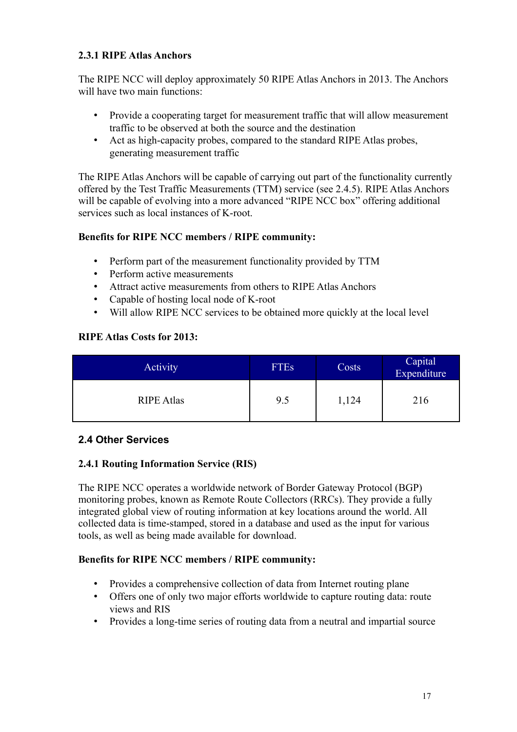### 2.3.1 RIPE Atlas Anchors

The RIPE NCC will deploy approximately 50 RIPE Atlas Anchors in 2013. The Anchors will have two main functions:

- Provide a cooperating target for measurement traffic that will allow measurement traffic to be observed at both the source and the destination
- Act as high-capacity probes, compared to the standard RIPE Atlas probes, generating measurement traffic

The RIPE Atlas Anchors will be capable of carrying out part of the functionality currently offered by the Test Traffic Measurements (TTM) service (see 2.4.5). RIPE Atlas Anchors will be capable of evolving into a more advanced "RIPE NCC box" offering additional services such as local instances of K-root.

**Benefits for RIPE NCC members / RIPE community:**

- Perform part of the measurement functionality provided by TTM
- Perform active measurements
- Attract active measurements from others to RIPE Atlas Anchors
- Capable of hosting local node of K-root
- Will allow RIPE NCC services to be obtained more quickly at the local level

**RIPE Atlas Costs for 2013:**

| Activity | FTEs | Costs | Capital Expenditure |
|---|---|---|---|
| RIPE Atlas | 9.5 | 1,124 | 216 |

## 2.4 Other Services

### 2.4.1 Routing Information Service (RIS)

The RIPE NCC operates a worldwide network of Border Gateway Protocol (BGP) monitoring probes, known as Remote Route Collectors (RRCs). They provide a fully integrated global view of routing information at key locations around the world. All collected data is time-stamped, stored in a database and used as the input for various tools, as well as being made available for download.

**Benefits for RIPE NCC members / RIPE community:**

- Provides a comprehensive collection of data from Internet routing plane
- Offers one of only two major efforts worldwide to capture routing data: route views and RIS
- Provides a long-time series of routing data from a neutral and impartial source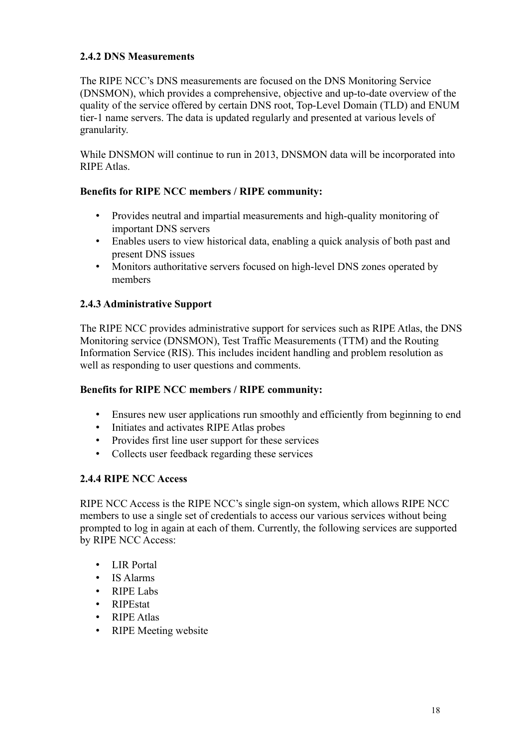### 2.4.2 DNS Measurements

The RIPE NCC's DNS measurements are focused on the DNS Monitoring Service (DNSMON), which provides a comprehensive, objective and up-to-date overview of the quality of the service offered by certain DNS root, Top-Level Domain (TLD) and ENUM tier-1 name servers. The data is updated regularly and presented at various levels of granularity.

While DNSMON will continue to run in 2013, DNSMON data will be incorporated into RIPE Atlas.

**Benefits for RIPE NCC members / RIPE community:**

- Provides neutral and impartial measurements and high-quality monitoring of important DNS servers
- Enables users to view historical data, enabling a quick analysis of both past and present DNS issues
- Monitors authoritative servers focused on high-level DNS zones operated by members

### 2.4.3 Administrative Support

The RIPE NCC provides administrative support for services such as RIPE Atlas, the DNS Monitoring service (DNSMON), Test Traffic Measurements (TTM) and the Routing Information Service (RIS). This includes incident handling and problem resolution as well as responding to user questions and comments.

**Benefits for RIPE NCC members / RIPE community:**

- Ensures new user applications run smoothly and efficiently from beginning to end
- Initiates and activates RIPE Atlas probes
- Provides first line user support for these services
- Collects user feedback regarding these services

### 2.4.4 RIPE NCC Access

RIPE NCC Access is the RIPE NCC's single sign-on system, which allows RIPE NCC members to use a single set of credentials to access our various services without being prompted to log in again at each of them. Currently, the following services are supported by RIPE NCC Access:

- LIR Portal
- IS Alarms
- RIPE Labs
- RIPEstat
- RIPE Atlas
- RIPE Meeting website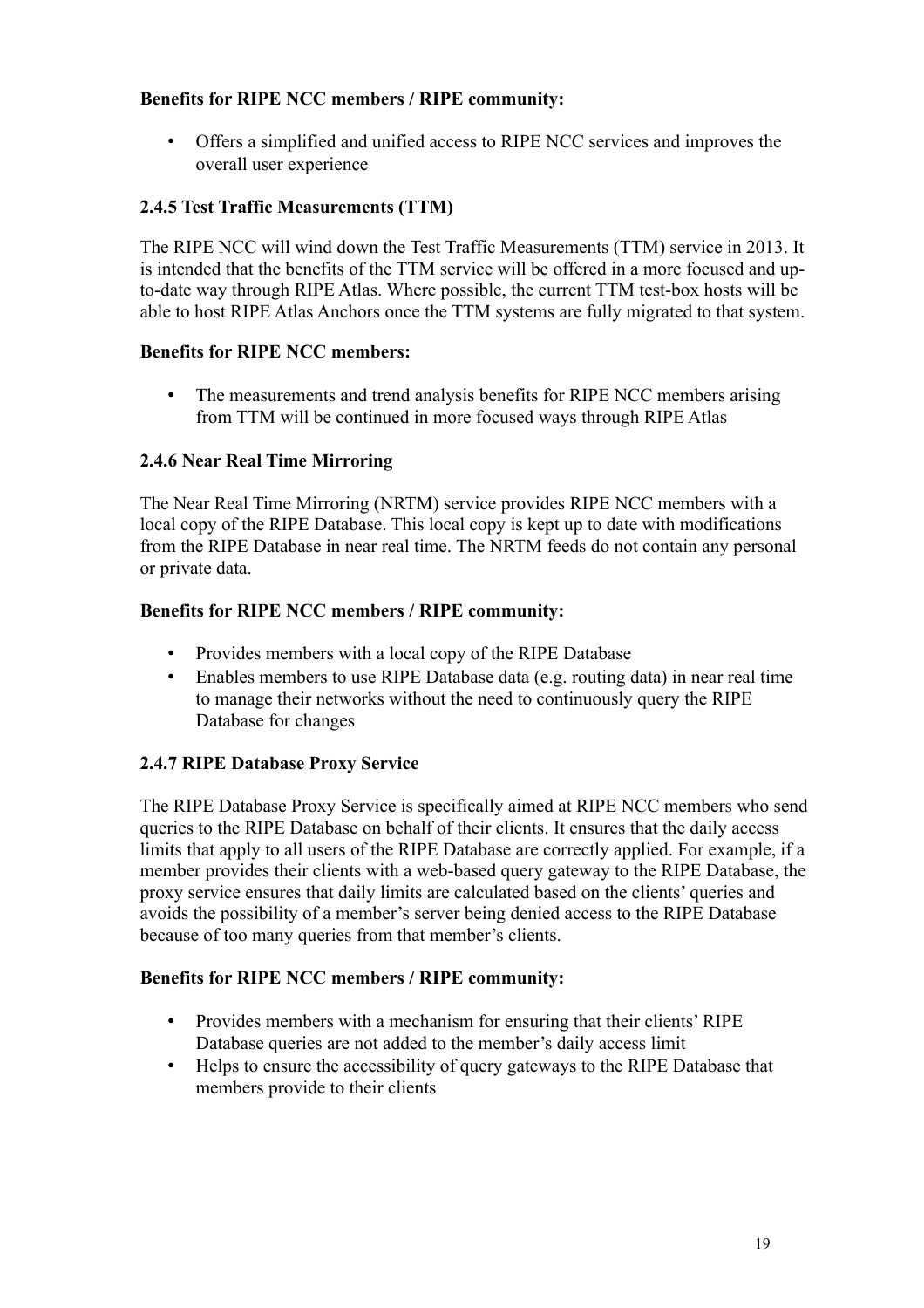**Benefits for RIPE NCC members / RIPE community:**

- Offers a simplified and unified access to RIPE NCC services and improves the overall user experience

### 2.4.5 Test Traffic Measurements (TTM)

The RIPE NCC will wind down the Test Traffic Measurements (TTM) service in 2013. It is intended that the benefits of the TTM service will be offered in a more focused and up-to-date way through RIPE Atlas. Where possible, the current TTM test-box hosts will be able to host RIPE Atlas Anchors once the TTM systems are fully migrated to that system.

**Benefits for RIPE NCC members:**

- The measurements and trend analysis benefits for RIPE NCC members arising from TTM will be continued in more focused ways through RIPE Atlas

### 2.4.6 Near Real Time Mirroring

The Near Real Time Mirroring (NRTM) service provides RIPE NCC members with a local copy of the RIPE Database. This local copy is kept up to date with modifications from the RIPE Database in near real time. The NRTM feeds do not contain any personal or private data.

**Benefits for RIPE NCC members / RIPE community:**

- Provides members with a local copy of the RIPE Database
- Enables members to use RIPE Database data (e.g. routing data) in near real time to manage their networks without the need to continuously query the RIPE Database for changes

### 2.4.7 RIPE Database Proxy Service

The RIPE Database Proxy Service is specifically aimed at RIPE NCC members who send queries to the RIPE Database on behalf of their clients. It ensures that the daily access limits that apply to all users of the RIPE Database are correctly applied. For example, if a member provides their clients with a web-based query gateway to the RIPE Database, the proxy service ensures that daily limits are calculated based on the clients' queries and avoids the possibility of a member's server being denied access to the RIPE Database because of too many queries from that member's clients.

**Benefits for RIPE NCC members / RIPE community:**

- Provides members with a mechanism for ensuring that their clients' RIPE Database queries are not added to the member's daily access limit
- Helps to ensure the accessibility of query gateways to the RIPE Database that members provide to their clients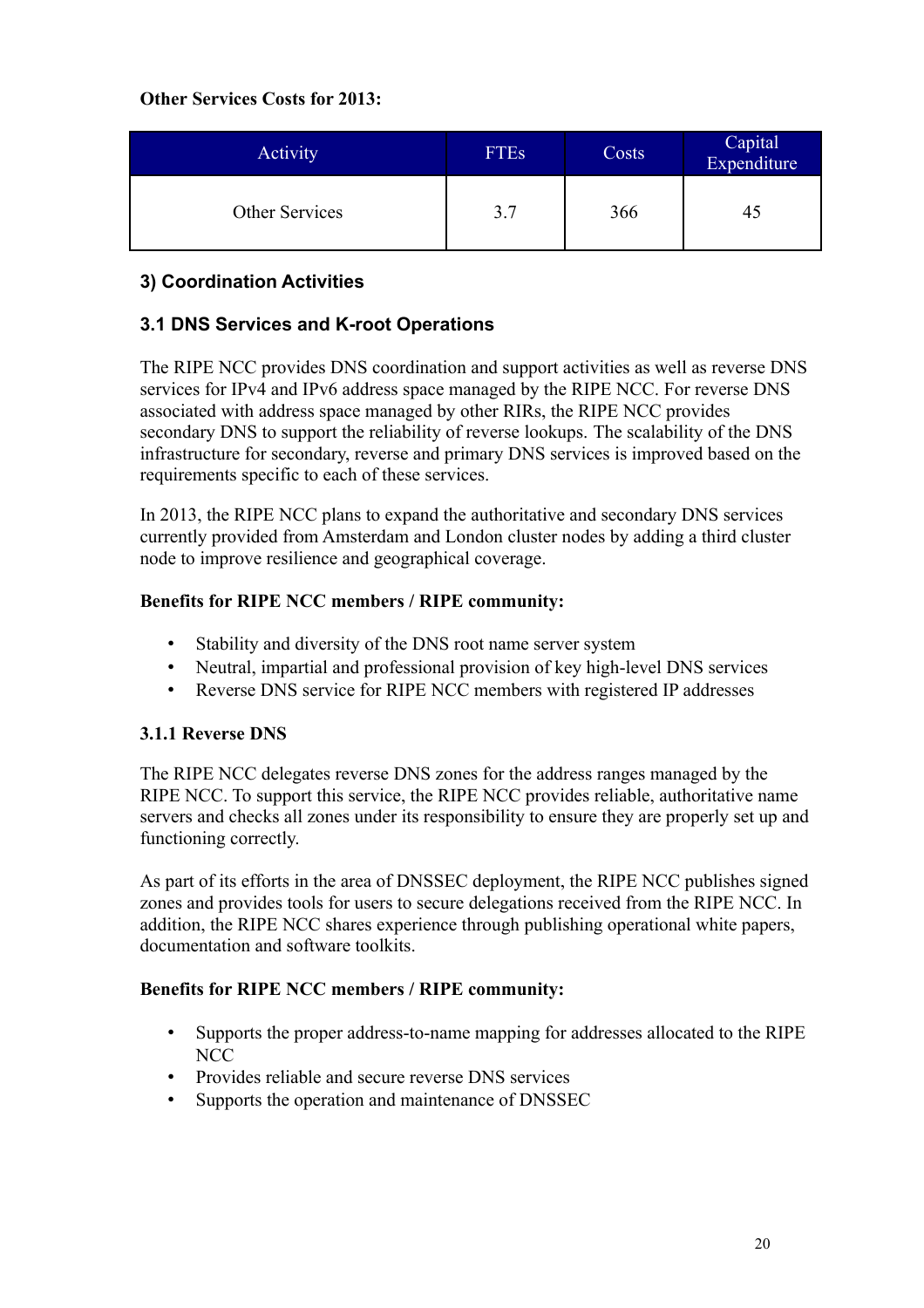**Other Services Costs for 2013:**

| Activity | FTEs | Costs | Capital Expenditure |
| --- | --- | --- | --- |
| Other Services | 3.7 | 366 | 45 |

## 3) Coordination Activities

### 3.1 DNS Services and K-root Operations

The RIPE NCC provides DNS coordination and support activities as well as reverse DNS services for IPv4 and IPv6 address space managed by the RIPE NCC. For reverse DNS associated with address space managed by other RIRs, the RIPE NCC provides secondary DNS to support the reliability of reverse lookups. The scalability of the DNS infrastructure for secondary, reverse and primary DNS services is improved based on the requirements specific to each of these services.

In 2013, the RIPE NCC plans to expand the authoritative and secondary DNS services currently provided from Amsterdam and London cluster nodes by adding a third cluster node to improve resilience and geographical coverage.

**Benefits for RIPE NCC members / RIPE community:**

- Stability and diversity of the DNS root name server system
- Neutral, impartial and professional provision of key high-level DNS services
- Reverse DNS service for RIPE NCC members with registered IP addresses

#### 3.1.1 Reverse DNS

The RIPE NCC delegates reverse DNS zones for the address ranges managed by the RIPE NCC. To support this service, the RIPE NCC provides reliable, authoritative name servers and checks all zones under its responsibility to ensure they are properly set up and functioning correctly.

As part of its efforts in the area of DNSSEC deployment, the RIPE NCC publishes signed zones and provides tools for users to secure delegations received from the RIPE NCC. In addition, the RIPE NCC shares experience through publishing operational white papers, documentation and software toolkits.

**Benefits for RIPE NCC members / RIPE community:**

- Supports the proper address-to-name mapping for addresses allocated to the RIPE NCC
- Provides reliable and secure reverse DNS services
- Supports the operation and maintenance of DNSSEC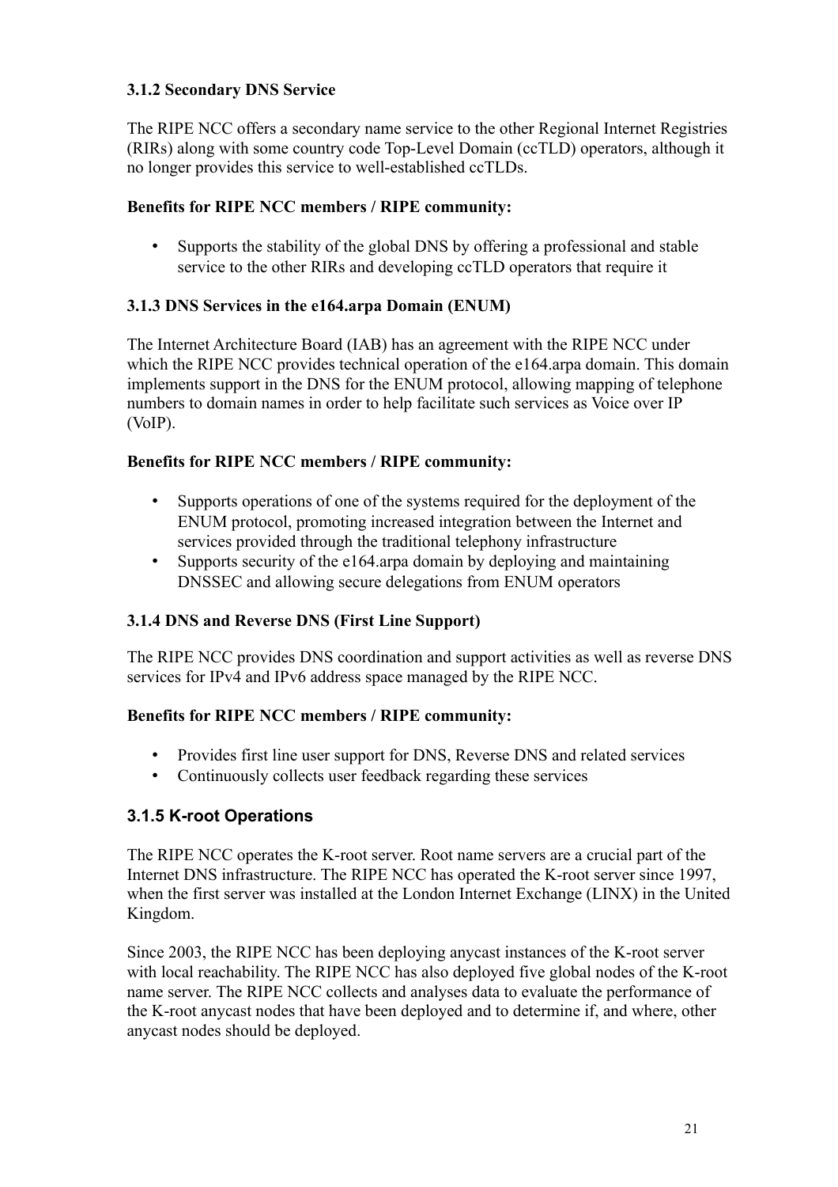### 3.1.2 Secondary DNS Service

The RIPE NCC offers a secondary name service to the other Regional Internet Registries (RIRs) along with some country code Top-Level Domain (ccTLD) operators, although it no longer provides this service to well-established ccTLDs.

**Benefits for RIPE NCC members / RIPE community:**

- Supports the stability of the global DNS by offering a professional and stable service to the other RIRs and developing ccTLD operators that require it

### 3.1.3 DNS Services in the e164.arpa Domain (ENUM)

The Internet Architecture Board (IAB) has an agreement with the RIPE NCC under which the RIPE NCC provides technical operation of the e164.arpa domain. This domain implements support in the DNS for the ENUM protocol, allowing mapping of telephone numbers to domain names in order to help facilitate such services as Voice over IP (VoIP).

**Benefits for RIPE NCC members / RIPE community:**

- Supports operations of one of the systems required for the deployment of the ENUM protocol, promoting increased integration between the Internet and services provided through the traditional telephony infrastructure
- Supports security of the e164.arpa domain by deploying and maintaining DNSSEC and allowing secure delegations from ENUM operators

### 3.1.4 DNS and Reverse DNS (First Line Support)

The RIPE NCC provides DNS coordination and support activities as well as reverse DNS services for IPv4 and IPv6 address space managed by the RIPE NCC.

**Benefits for RIPE NCC members / RIPE community:**

- Provides first line user support for DNS, Reverse DNS and related services
- Continuously collects user feedback regarding these services

### 3.1.5 K-root Operations

The RIPE NCC operates the K-root server. Root name servers are a crucial part of the Internet DNS infrastructure. The RIPE NCC has operated the K-root server since 1997, when the first server was installed at the London Internet Exchange (LINX) in the United Kingdom.

Since 2003, the RIPE NCC has been deploying anycast instances of the K-root server with local reachability. The RIPE NCC has also deployed five global nodes of the K-root name server. The RIPE NCC collects and analyses data to evaluate the performance of the K-root anycast nodes that have been deployed and to determine if, and where, other anycast nodes should be deployed.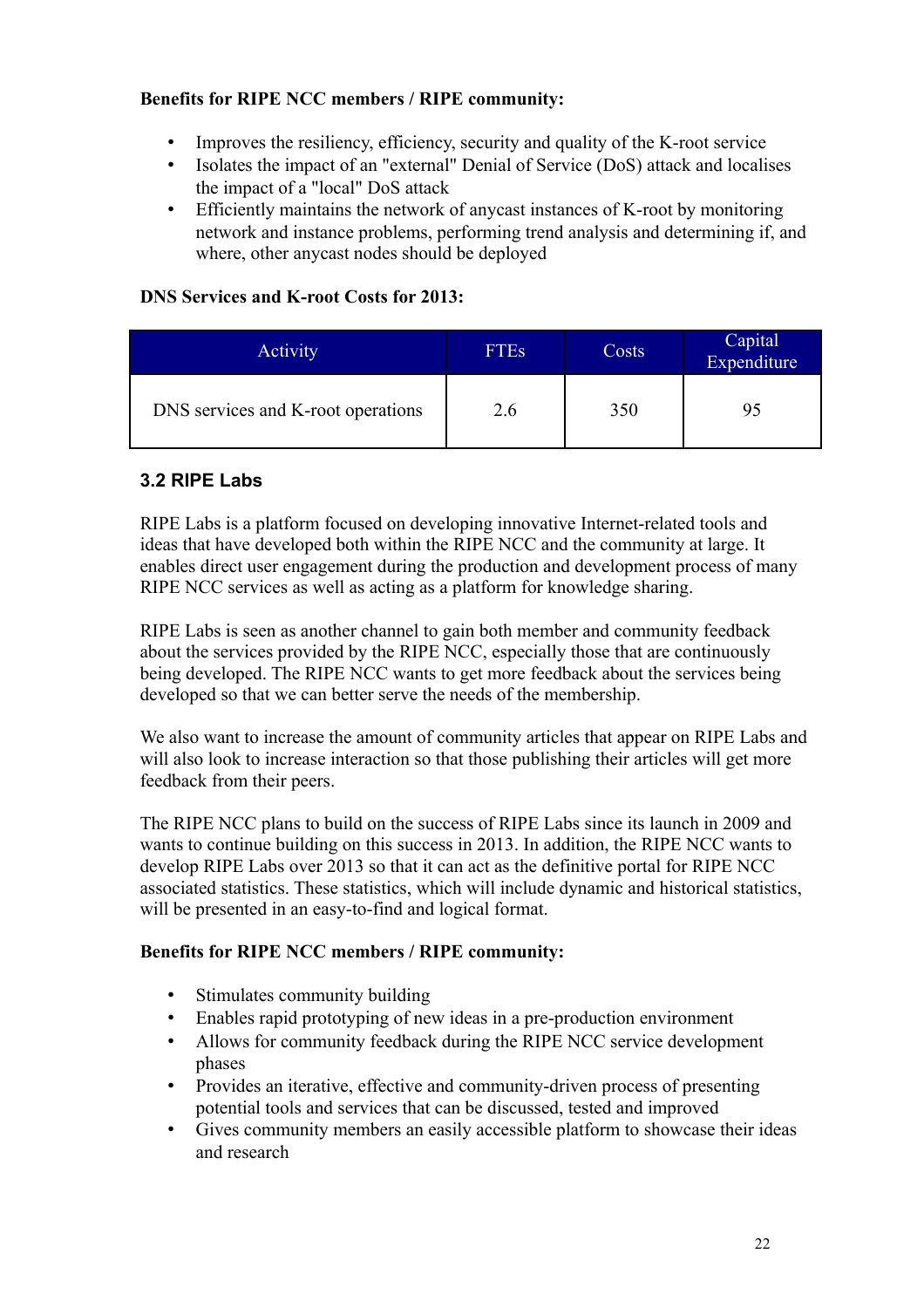**Benefits for RIPE NCC members / RIPE community:**

- Improves the resiliency, efficiency, security and quality of the K-root service
- Isolates the impact of an "external" Denial of Service (DoS) attack and localises the impact of a "local" DoS attack
- Efficiently maintains the network of anycast instances of K-root by monitoring network and instance problems, performing trend analysis and determining if, and where, other anycast nodes should be deployed

**DNS Services and K-root Costs for 2013:**

| Activity | FTEs | Costs | Capital Expenditure |
|---|---|---|---|
| DNS services and K-root operations | 2.6 | 350 | 95 |

### 3.2 RIPE Labs

RIPE Labs is a platform focused on developing innovative Internet-related tools and ideas that have developed both within the RIPE NCC and the community at large. It enables direct user engagement during the production and development process of many RIPE NCC services as well as acting as a platform for knowledge sharing.

RIPE Labs is seen as another channel to gain both member and community feedback about the services provided by the RIPE NCC, especially those that are continuously being developed. The RIPE NCC wants to get more feedback about the services being developed so that we can better serve the needs of the membership.

We also want to increase the amount of community articles that appear on RIPE Labs and will also look to increase interaction so that those publishing their articles will get more feedback from their peers.

The RIPE NCC plans to build on the success of RIPE Labs since its launch in 2009 and wants to continue building on this success in 2013. In addition, the RIPE NCC wants to develop RIPE Labs over 2013 so that it can act as the definitive portal for RIPE NCC associated statistics. These statistics, which will include dynamic and historical statistics, will be presented in an easy-to-find and logical format.

**Benefits for RIPE NCC members / RIPE community:**

- Stimulates community building
- Enables rapid prototyping of new ideas in a pre-production environment
- Allows for community feedback during the RIPE NCC service development phases
- Provides an iterative, effective and community-driven process of presenting potential tools and services that can be discussed, tested and improved
- Gives community members an easily accessible platform to showcase their ideas and research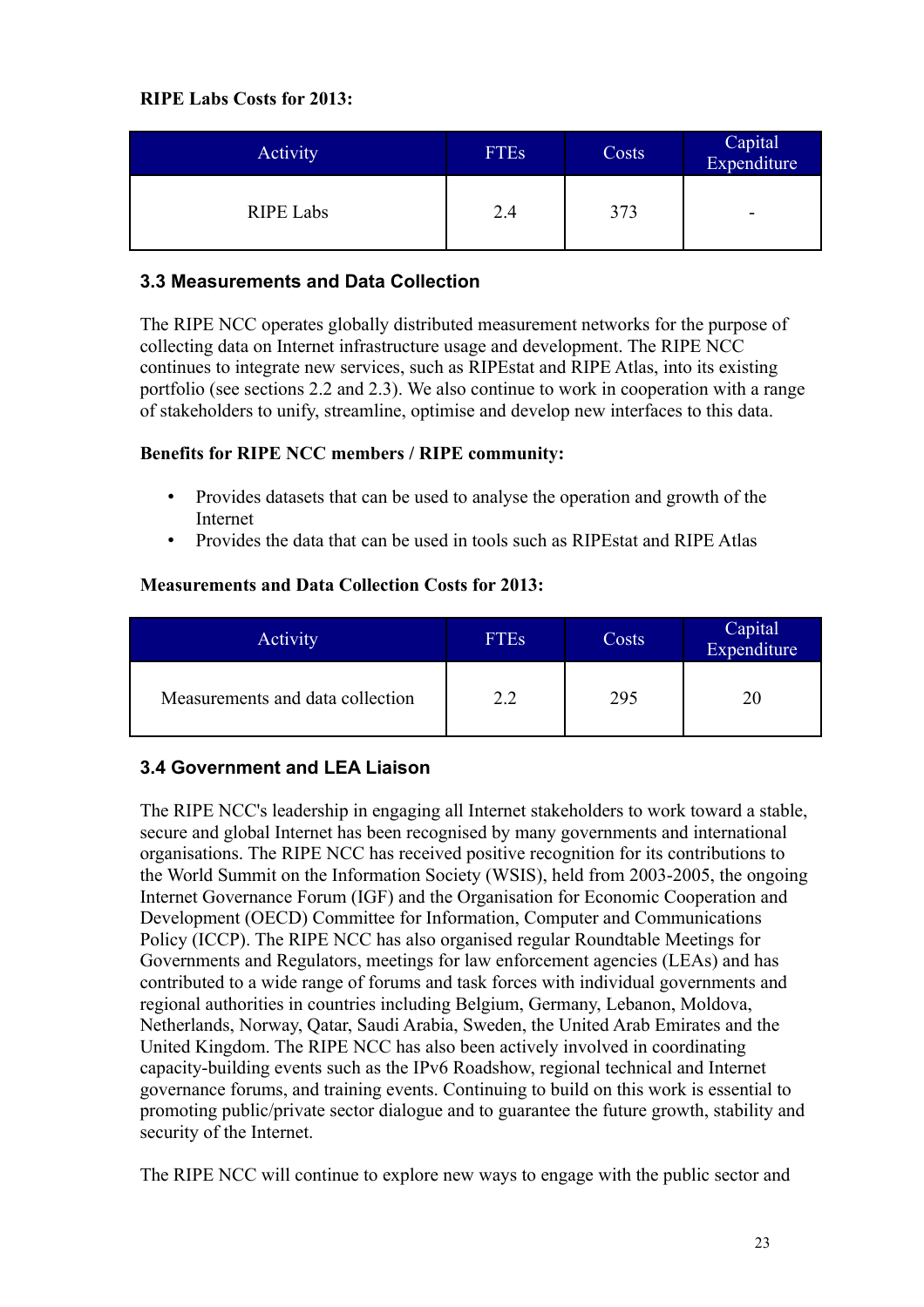**RIPE Labs Costs for 2013:**

| Activity | FTEs | Costs | Capital Expenditure |
|---|---|---|---|
| RIPE Labs | 2.4 | 373 | - |

### 3.3 Measurements and Data Collection

The RIPE NCC operates globally distributed measurement networks for the purpose of collecting data on Internet infrastructure usage and development. The RIPE NCC continues to integrate new services, such as RIPEstat and RIPE Atlas, into its existing portfolio (see sections 2.2 and 2.3). We also continue to work in cooperation with a range of stakeholders to unify, streamline, optimise and develop new interfaces to this data.

**Benefits for RIPE NCC members / RIPE community:**

- Provides datasets that can be used to analyse the operation and growth of the Internet
- Provides the data that can be used in tools such as RIPEstat and RIPE Atlas

**Measurements and Data Collection Costs for 2013:**

| Activity | FTEs | Costs | Capital Expenditure |
|---|---|---|---|
| Measurements and data collection | 2.2 | 295 | 20 |

### 3.4 Government and LEA Liaison

The RIPE NCC's leadership in engaging all Internet stakeholders to work toward a stable, secure and global Internet has been recognised by many governments and international organisations. The RIPE NCC has received positive recognition for its contributions to the World Summit on the Information Society (WSIS), held from 2003-2005, the ongoing Internet Governance Forum (IGF) and the Organisation for Economic Cooperation and Development (OECD) Committee for Information, Computer and Communications Policy (ICCP). The RIPE NCC has also organised regular Roundtable Meetings for Governments and Regulators, meetings for law enforcement agencies (LEAs) and has contributed to a wide range of forums and task forces with individual governments and regional authorities in countries including Belgium, Germany, Lebanon, Moldova, Netherlands, Norway, Qatar, Saudi Arabia, Sweden, the United Arab Emirates and the United Kingdom. The RIPE NCC has also been actively involved in coordinating capacity-building events such as the IPv6 Roadshow, regional technical and Internet governance forums, and training events. Continuing to build on this work is essential to promoting public/private sector dialogue and to guarantee the future growth, stability and security of the Internet.

The RIPE NCC will continue to explore new ways to engage with the public sector and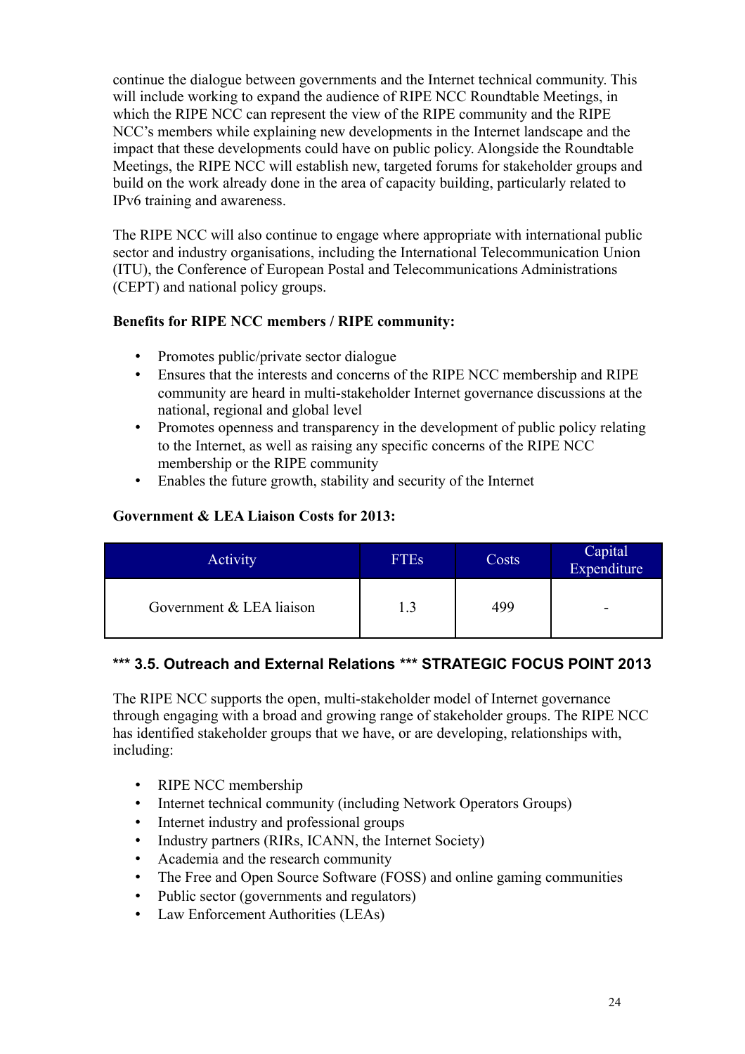continue the dialogue between governments and the Internet technical community. This will include working to expand the audience of RIPE NCC Roundtable Meetings, in which the RIPE NCC can represent the view of the RIPE community and the RIPE NCC's members while explaining new developments in the Internet landscape and the impact that these developments could have on public policy. Alongside the Roundtable Meetings, the RIPE NCC will establish new, targeted forums for stakeholder groups and build on the work already done in the area of capacity building, particularly related to IPv6 training and awareness.

The RIPE NCC will also continue to engage where appropriate with international public sector and industry organisations, including the International Telecommunication Union (ITU), the Conference of European Postal and Telecommunications Administrations (CEPT) and national policy groups.

**Benefits for RIPE NCC members / RIPE community:**

- Promotes public/private sector dialogue
- Ensures that the interests and concerns of the RIPE NCC membership and RIPE community are heard in multi-stakeholder Internet governance discussions at the national, regional and global level
- Promotes openness and transparency in the development of public policy relating to the Internet, as well as raising any specific concerns of the RIPE NCC membership or the RIPE community
- Enables the future growth, stability and security of the Internet

**Government & LEA Liaison Costs for 2013:**

| Activity | FTEs | Costs | Capital Expenditure |
| --- | --- | --- | --- |
| Government & LEA liaison | 1.3 | 499 | - |

### *** 3.5. Outreach and External Relations *** STRATEGIC FOCUS POINT 2013

The RIPE NCC supports the open, multi-stakeholder model of Internet governance through engaging with a broad and growing range of stakeholder groups. The RIPE NCC has identified stakeholder groups that we have, or are developing, relationships with, including:

- RIPE NCC membership
- Internet technical community (including Network Operators Groups)
- Internet industry and professional groups
- Industry partners (RIRs, ICANN, the Internet Society)
- Academia and the research community
- The Free and Open Source Software (FOSS) and online gaming communities
- Public sector (governments and regulators)
- Law Enforcement Authorities (LEAs)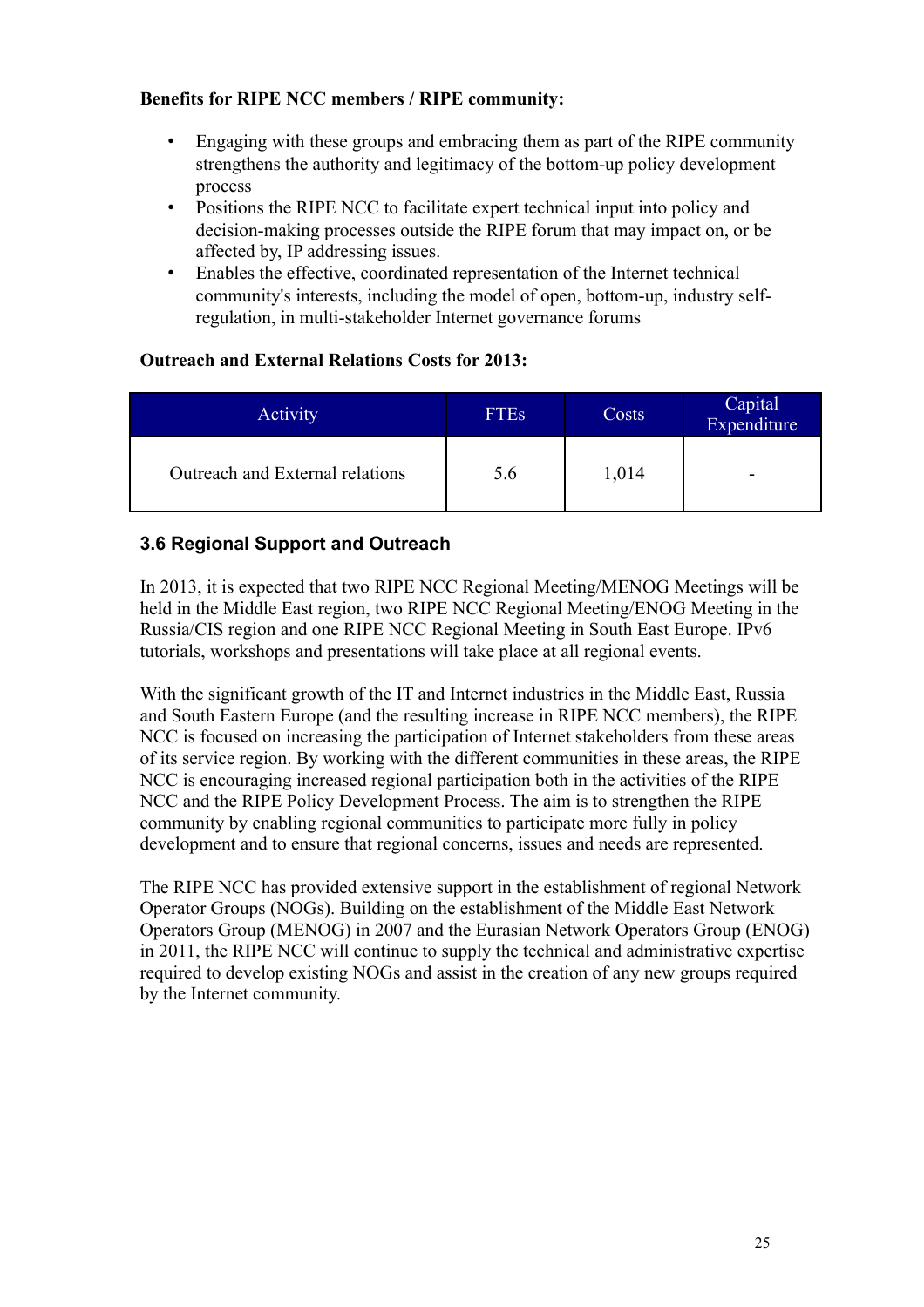**Benefits for RIPE NCC members / RIPE community:**

- Engaging with these groups and embracing them as part of the RIPE community strengthens the authority and legitimacy of the bottom-up policy development process
- Positions the RIPE NCC to facilitate expert technical input into policy and decision-making processes outside the RIPE forum that may impact on, or be affected by, IP addressing issues.
- Enables the effective, coordinated representation of the Internet technical community's interests, including the model of open, bottom-up, industry self-regulation, in multi-stakeholder Internet governance forums

**Outreach and External Relations Costs for 2013:**

| Activity | FTEs | Costs | Capital Expenditure |
|---|---|---|---|
| Outreach and External relations | 5.6 | 1,014 | - |

### 3.6 Regional Support and Outreach

In 2013, it is expected that two RIPE NCC Regional Meeting/MENOG Meetings will be held in the Middle East region, two RIPE NCC Regional Meeting/ENOG Meeting in the Russia/CIS region and one RIPE NCC Regional Meeting in South East Europe. IPv6 tutorials, workshops and presentations will take place at all regional events.

With the significant growth of the IT and Internet industries in the Middle East, Russia and South Eastern Europe (and the resulting increase in RIPE NCC members), the RIPE NCC is focused on increasing the participation of Internet stakeholders from these areas of its service region. By working with the different communities in these areas, the RIPE NCC is encouraging increased regional participation both in the activities of the RIPE NCC and the RIPE Policy Development Process. The aim is to strengthen the RIPE community by enabling regional communities to participate more fully in policy development and to ensure that regional concerns, issues and needs are represented.

The RIPE NCC has provided extensive support in the establishment of regional Network Operator Groups (NOGs). Building on the establishment of the Middle East Network Operators Group (MENOG) in 2007 and the Eurasian Network Operators Group (ENOG) in 2011, the RIPE NCC will continue to supply the technical and administrative expertise required to develop existing NOGs and assist in the creation of any new groups required by the Internet community.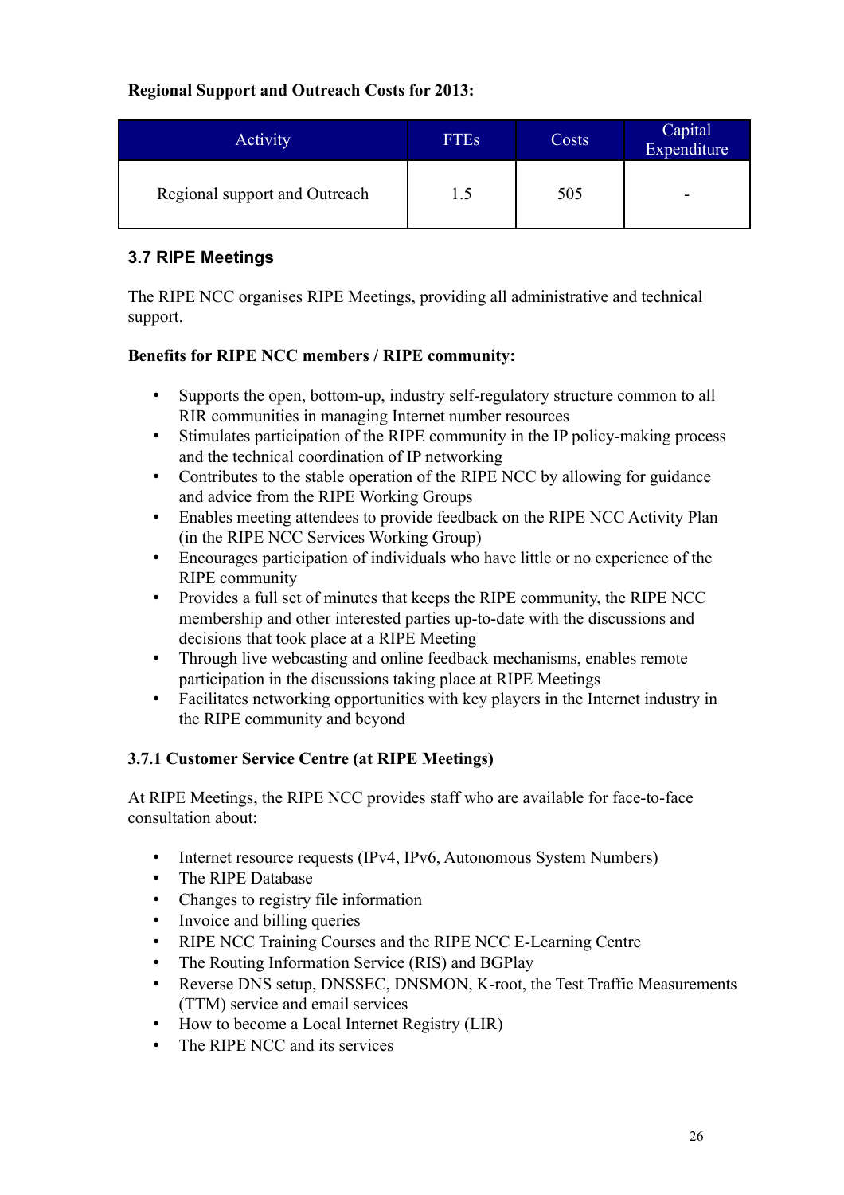**Regional Support and Outreach Costs for 2013:**

| Activity | FTEs | Costs | Capital Expenditure |
|---|---|---|---|
| Regional support and Outreach | 1.5 | 505 | - |

### 3.7 RIPE Meetings

The RIPE NCC organises RIPE Meetings, providing all administrative and technical support.

**Benefits for RIPE NCC members / RIPE community:**

- Supports the open, bottom-up, industry self-regulatory structure common to all RIR communities in managing Internet number resources
- Stimulates participation of the RIPE community in the IP policy-making process and the technical coordination of IP networking
- Contributes to the stable operation of the RIPE NCC by allowing for guidance and advice from the RIPE Working Groups
- Enables meeting attendees to provide feedback on the RIPE NCC Activity Plan (in the RIPE NCC Services Working Group)
- Encourages participation of individuals who have little or no experience of the RIPE community
- Provides a full set of minutes that keeps the RIPE community, the RIPE NCC membership and other interested parties up-to-date with the discussions and decisions that took place at a RIPE Meeting
- Through live webcasting and online feedback mechanisms, enables remote participation in the discussions taking place at RIPE Meetings
- Facilitates networking opportunities with key players in the Internet industry in the RIPE community and beyond

#### 3.7.1 Customer Service Centre (at RIPE Meetings)

At RIPE Meetings, the RIPE NCC provides staff who are available for face-to-face consultation about:

- Internet resource requests (IPv4, IPv6, Autonomous System Numbers)
- The RIPE Database
- Changes to registry file information
- Invoice and billing queries
- RIPE NCC Training Courses and the RIPE NCC E-Learning Centre
- The Routing Information Service (RIS) and BGPlay
- Reverse DNS setup, DNSSEC, DNSMON, K-root, the Test Traffic Measurements (TTM) service and email services
- How to become a Local Internet Registry (LIR)
- The RIPE NCC and its services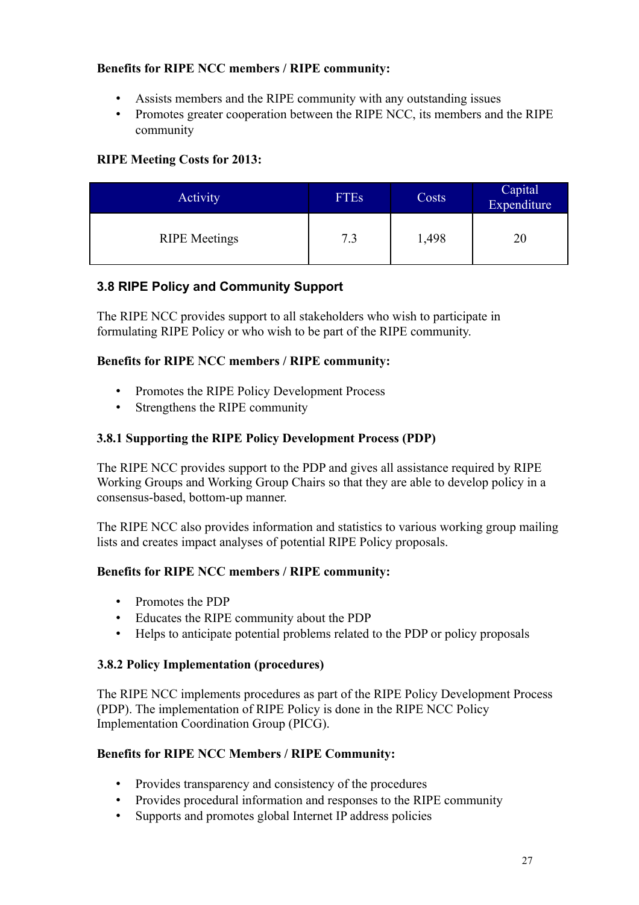**Benefits for RIPE NCC members / RIPE community:**

- Assists members and the RIPE community with any outstanding issues
- Promotes greater cooperation between the RIPE NCC, its members and the RIPE community

**RIPE Meeting Costs for 2013:**

| Activity | FTEs | Costs | Capital Expenditure |
|---|---|---|---|
| RIPE Meetings | 7.3 | 1,498 | 20 |

### 3.8 RIPE Policy and Community Support

The RIPE NCC provides support to all stakeholders who wish to participate in formulating RIPE Policy or who wish to be part of the RIPE community.

**Benefits for RIPE NCC members / RIPE community:**

- Promotes the RIPE Policy Development Process
- Strengthens the RIPE community

#### 3.8.1 Supporting the RIPE Policy Development Process (PDP)

The RIPE NCC provides support to the PDP and gives all assistance required by RIPE Working Groups and Working Group Chairs so that they are able to develop policy in a consensus-based, bottom-up manner.

The RIPE NCC also provides information and statistics to various working group mailing lists and creates impact analyses of potential RIPE Policy proposals.

**Benefits for RIPE NCC members / RIPE community:**

- Promotes the PDP
- Educates the RIPE community about the PDP
- Helps to anticipate potential problems related to the PDP or policy proposals

#### 3.8.2 Policy Implementation (procedures)

The RIPE NCC implements procedures as part of the RIPE Policy Development Process (PDP). The implementation of RIPE Policy is done in the RIPE NCC Policy Implementation Coordination Group (PICG).

**Benefits for RIPE NCC Members / RIPE Community:**

- Provides transparency and consistency of the procedures
- Provides procedural information and responses to the RIPE community
- Supports and promotes global Internet IP address policies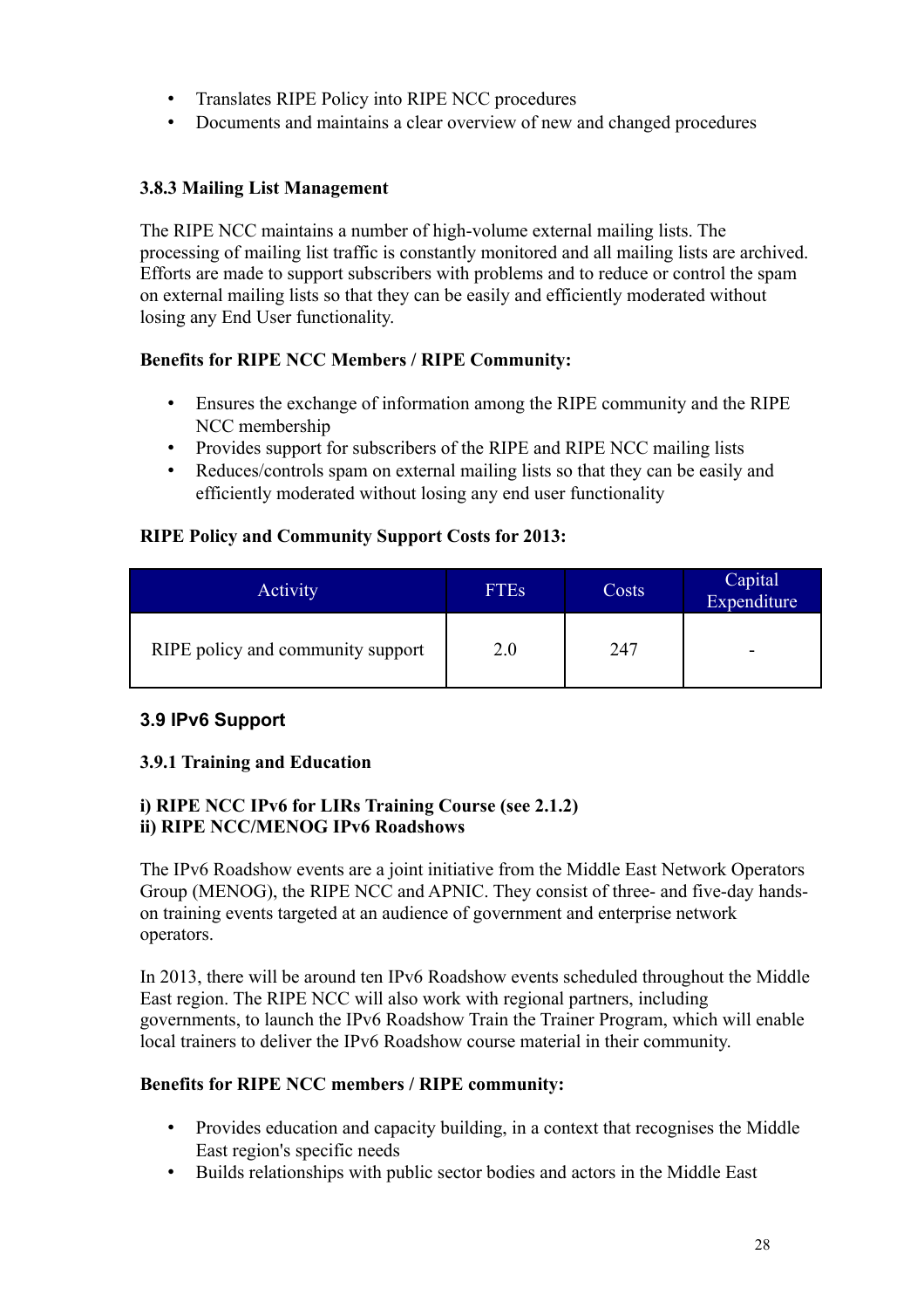- Translates RIPE Policy into RIPE NCC procedures
- Documents and maintains a clear overview of new and changed procedures

**3.8.3 Mailing List Management**

The RIPE NCC maintains a number of high-volume external mailing lists. The processing of mailing list traffic is constantly monitored and all mailing lists are archived. Efforts are made to support subscribers with problems and to reduce or control the spam on external mailing lists so that they can be easily and efficiently moderated without losing any End User functionality.

**Benefits for RIPE NCC Members / RIPE Community:**

- Ensures the exchange of information among the RIPE community and the RIPE NCC membership
- Provides support for subscribers of the RIPE and RIPE NCC mailing lists
- Reduces/controls spam on external mailing lists so that they can be easily and efficiently moderated without losing any end user functionality

**RIPE Policy and Community Support Costs for 2013:**

| Activity | FTEs | Costs | Capital Expenditure |
|---|---|---|---|
| RIPE policy and community support | 2.0 | 247 | - |

## 3.9 IPv6 Support

**3.9.1 Training and Education**

**i) RIPE NCC IPv6 for LIRs Training Course (see 2.1.2)**
**ii) RIPE NCC/MENOG IPv6 Roadshows**

The IPv6 Roadshow events are a joint initiative from the Middle East Network Operators Group (MENOG), the RIPE NCC and APNIC. They consist of three- and five-day hands-on training events targeted at an audience of government and enterprise network operators.

In 2013, there will be around ten IPv6 Roadshow events scheduled throughout the Middle East region. The RIPE NCC will also work with regional partners, including governments, to launch the IPv6 Roadshow Train the Trainer Program, which will enable local trainers to deliver the IPv6 Roadshow course material in their community.

**Benefits for RIPE NCC members / RIPE community:**

- Provides education and capacity building, in a context that recognises the Middle East region's specific needs
- Builds relationships with public sector bodies and actors in the Middle East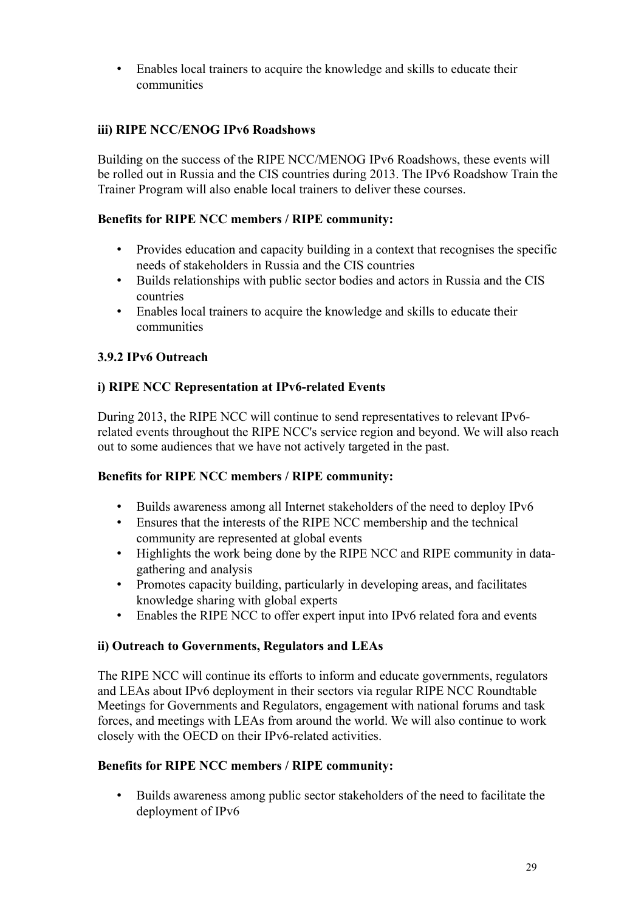- Enables local trainers to acquire the knowledge and skills to educate their communities

**iii) RIPE NCC/ENOG IPv6 Roadshows**

Building on the success of the RIPE NCC/MENOG IPv6 Roadshows, these events will be rolled out in Russia and the CIS countries during 2013. The IPv6 Roadshow Train the Trainer Program will also enable local trainers to deliver these courses.

**Benefits for RIPE NCC members / RIPE community:**

- Provides education and capacity building in a context that recognises the specific needs of stakeholders in Russia and the CIS countries
- Builds relationships with public sector bodies and actors in Russia and the CIS countries
- Enables local trainers to acquire the knowledge and skills to educate their communities

**3.9.2 IPv6 Outreach**

**i) RIPE NCC Representation at IPv6-related Events**

During 2013, the RIPE NCC will continue to send representatives to relevant IPv6-related events throughout the RIPE NCC's service region and beyond. We will also reach out to some audiences that we have not actively targeted in the past.

**Benefits for RIPE NCC members / RIPE community:**

- Builds awareness among all Internet stakeholders of the need to deploy IPv6
- Ensures that the interests of the RIPE NCC membership and the technical community are represented at global events
- Highlights the work being done by the RIPE NCC and RIPE community in data-gathering and analysis
- Promotes capacity building, particularly in developing areas, and facilitates knowledge sharing with global experts
- Enables the RIPE NCC to offer expert input into IPv6 related fora and events

**ii) Outreach to Governments, Regulators and LEAs**

The RIPE NCC will continue its efforts to inform and educate governments, regulators and LEAs about IPv6 deployment in their sectors via regular RIPE NCC Roundtable Meetings for Governments and Regulators, engagement with national forums and task forces, and meetings with LEAs from around the world. We will also continue to work closely with the OECD on their IPv6-related activities.

**Benefits for RIPE NCC members / RIPE community:**

- Builds awareness among public sector stakeholders of the need to facilitate the deployment of IPv6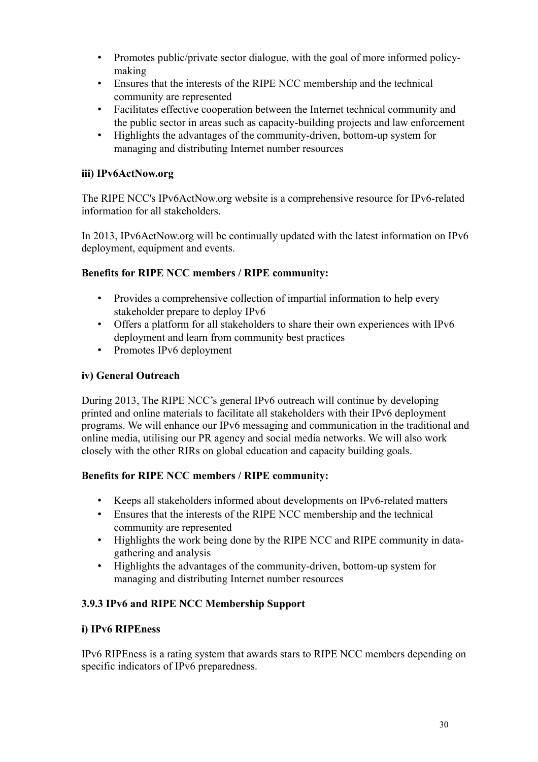- Promotes public/private sector dialogue, with the goal of more informed policy-making
- Ensures that the interests of the RIPE NCC membership and the technical community are represented
- Facilitates effective cooperation between the Internet technical community and the public sector in areas such as capacity-building projects and law enforcement
- Highlights the advantages of the community-driven, bottom-up system for managing and distributing Internet number resources

**iii) IPv6ActNow.org**

The RIPE NCC's IPv6ActNow.org website is a comprehensive resource for IPv6-related information for all stakeholders.

In 2013, IPv6ActNow.org will be continually updated with the latest information on IPv6 deployment, equipment and events.

**Benefits for RIPE NCC members / RIPE community:**

- Provides a comprehensive collection of impartial information to help every stakeholder prepare to deploy IPv6
- Offers a platform for all stakeholders to share their own experiences with IPv6 deployment and learn from community best practices
- Promotes IPv6 deployment

**iv) General Outreach**

During 2013, The RIPE NCC's general IPv6 outreach will continue by developing printed and online materials to facilitate all stakeholders with their IPv6 deployment programs. We will enhance our IPv6 messaging and communication in the traditional and online media, utilising our PR agency and social media networks. We will also work closely with the other RIRs on global education and capacity building goals.

**Benefits for RIPE NCC members / RIPE community:**

- Keeps all stakeholders informed about developments on IPv6-related matters
- Ensures that the interests of the RIPE NCC membership and the technical community are represented
- Highlights the work being done by the RIPE NCC and RIPE community in data-gathering and analysis
- Highlights the advantages of the community-driven, bottom-up system for managing and distributing Internet number resources

### 3.9.3 IPv6 and RIPE NCC Membership Support

**i) IPv6 RIPEness**

IPv6 RIPEness is a rating system that awards stars to RIPE NCC members depending on specific indicators of IPv6 preparedness.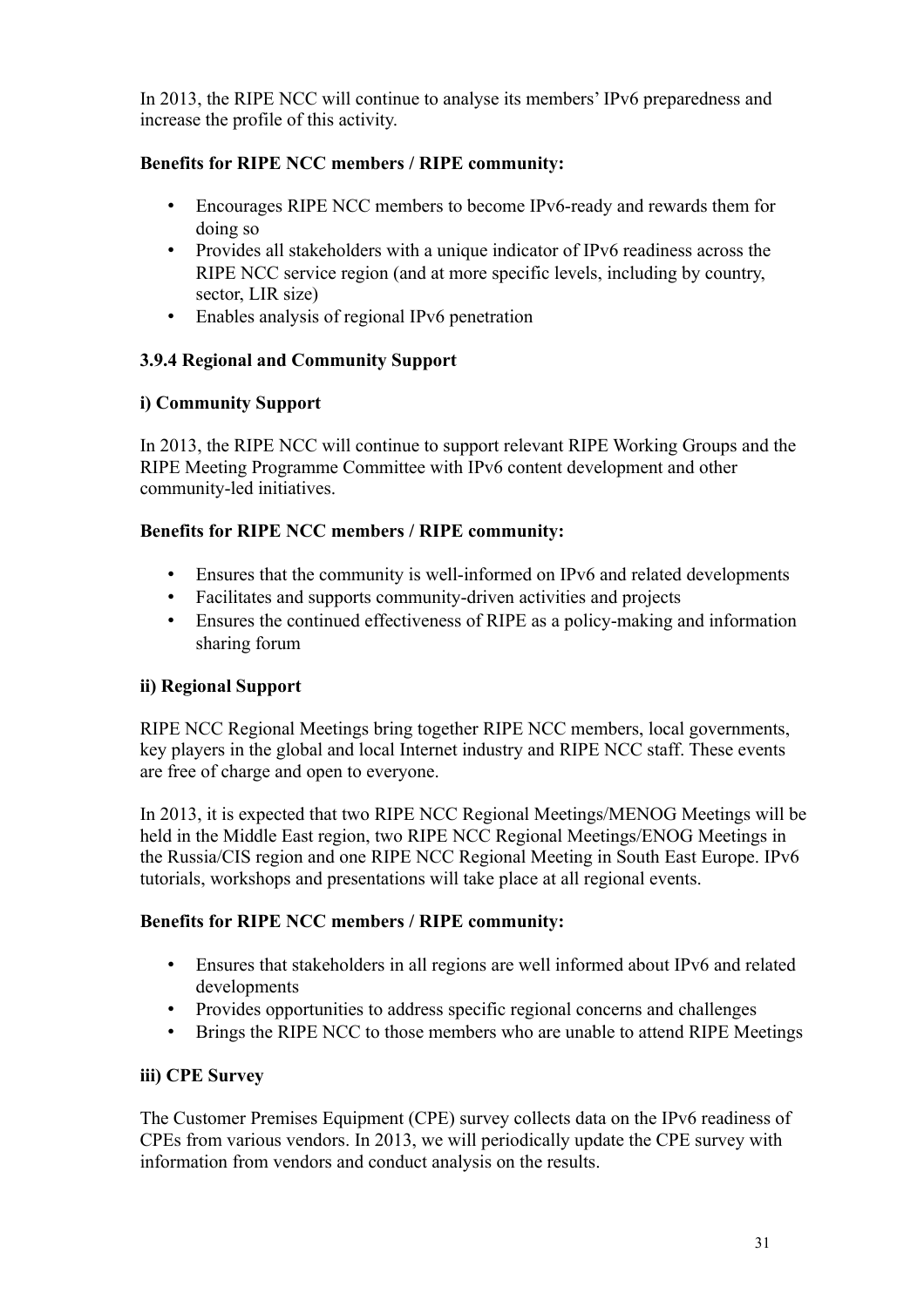In 2013, the RIPE NCC will continue to analyse its members' IPv6 preparedness and increase the profile of this activity.

**Benefits for RIPE NCC members / RIPE community:**

- Encourages RIPE NCC members to become IPv6-ready and rewards them for doing so
- Provides all stakeholders with a unique indicator of IPv6 readiness across the RIPE NCC service region (and at more specific levels, including by country, sector, LIR size)
- Enables analysis of regional IPv6 penetration

### 3.9.4 Regional and Community Support

**i) Community Support**

In 2013, the RIPE NCC will continue to support relevant RIPE Working Groups and the RIPE Meeting Programme Committee with IPv6 content development and other community-led initiatives.

**Benefits for RIPE NCC members / RIPE community:**

- Ensures that the community is well-informed on IPv6 and related developments
- Facilitates and supports community-driven activities and projects
- Ensures the continued effectiveness of RIPE as a policy-making and information sharing forum

**ii) Regional Support**

RIPE NCC Regional Meetings bring together RIPE NCC members, local governments, key players in the global and local Internet industry and RIPE NCC staff. These events are free of charge and open to everyone.

In 2013, it is expected that two RIPE NCC Regional Meetings/MENOG Meetings will be held in the Middle East region, two RIPE NCC Regional Meetings/ENOG Meetings in the Russia/CIS region and one RIPE NCC Regional Meeting in South East Europe. IPv6 tutorials, workshops and presentations will take place at all regional events.

**Benefits for RIPE NCC members / RIPE community:**

- Ensures that stakeholders in all regions are well informed about IPv6 and related developments
- Provides opportunities to address specific regional concerns and challenges
- Brings the RIPE NCC to those members who are unable to attend RIPE Meetings

**iii) CPE Survey**

The Customer Premises Equipment (CPE) survey collects data on the IPv6 readiness of CPEs from various vendors. In 2013, we will periodically update the CPE survey with information from vendors and conduct analysis on the results.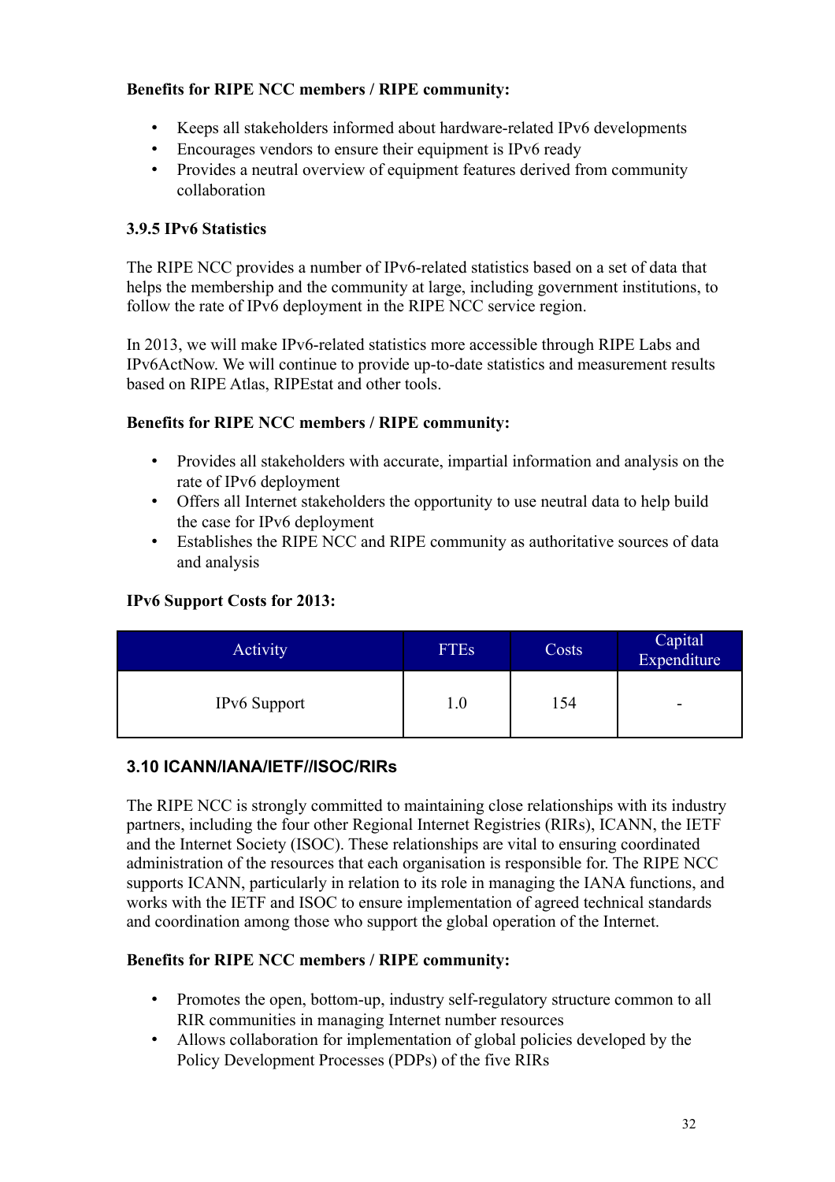**Benefits for RIPE NCC members / RIPE community:**

- Keeps all stakeholders informed about hardware-related IPv6 developments
- Encourages vendors to ensure their equipment is IPv6 ready
- Provides a neutral overview of equipment features derived from community collaboration

### 3.9.5 IPv6 Statistics

The RIPE NCC provides a number of IPv6-related statistics based on a set of data that helps the membership and the community at large, including government institutions, to follow the rate of IPv6 deployment in the RIPE NCC service region.

In 2013, we will make IPv6-related statistics more accessible through RIPE Labs and IPv6ActNow. We will continue to provide up-to-date statistics and measurement results based on RIPE Atlas, RIPEstat and other tools.

**Benefits for RIPE NCC members / RIPE community:**

- Provides all stakeholders with accurate, impartial information and analysis on the rate of IPv6 deployment
- Offers all Internet stakeholders the opportunity to use neutral data to help build the case for IPv6 deployment
- Establishes the RIPE NCC and RIPE community as authoritative sources of data and analysis

**IPv6 Support Costs for 2013:**

| Activity | FTEs | Costs | Capital Expenditure |
|---|---|---|---|
| IPv6 Support | 1.0 | 154 | - |

## 3.10 ICANN/IANA/IETF//ISOC/RIRs

The RIPE NCC is strongly committed to maintaining close relationships with its industry partners, including the four other Regional Internet Registries (RIRs), ICANN, the IETF and the Internet Society (ISOC). These relationships are vital to ensuring coordinated administration of the resources that each organisation is responsible for. The RIPE NCC supports ICANN, particularly in relation to its role in managing the IANA functions, and works with the IETF and ISOC to ensure implementation of agreed technical standards and coordination among those who support the global operation of the Internet.

**Benefits for RIPE NCC members / RIPE community:**

- Promotes the open, bottom-up, industry self-regulatory structure common to all RIR communities in managing Internet number resources
- Allows collaboration for implementation of global policies developed by the Policy Development Processes (PDPs) of the five RIRs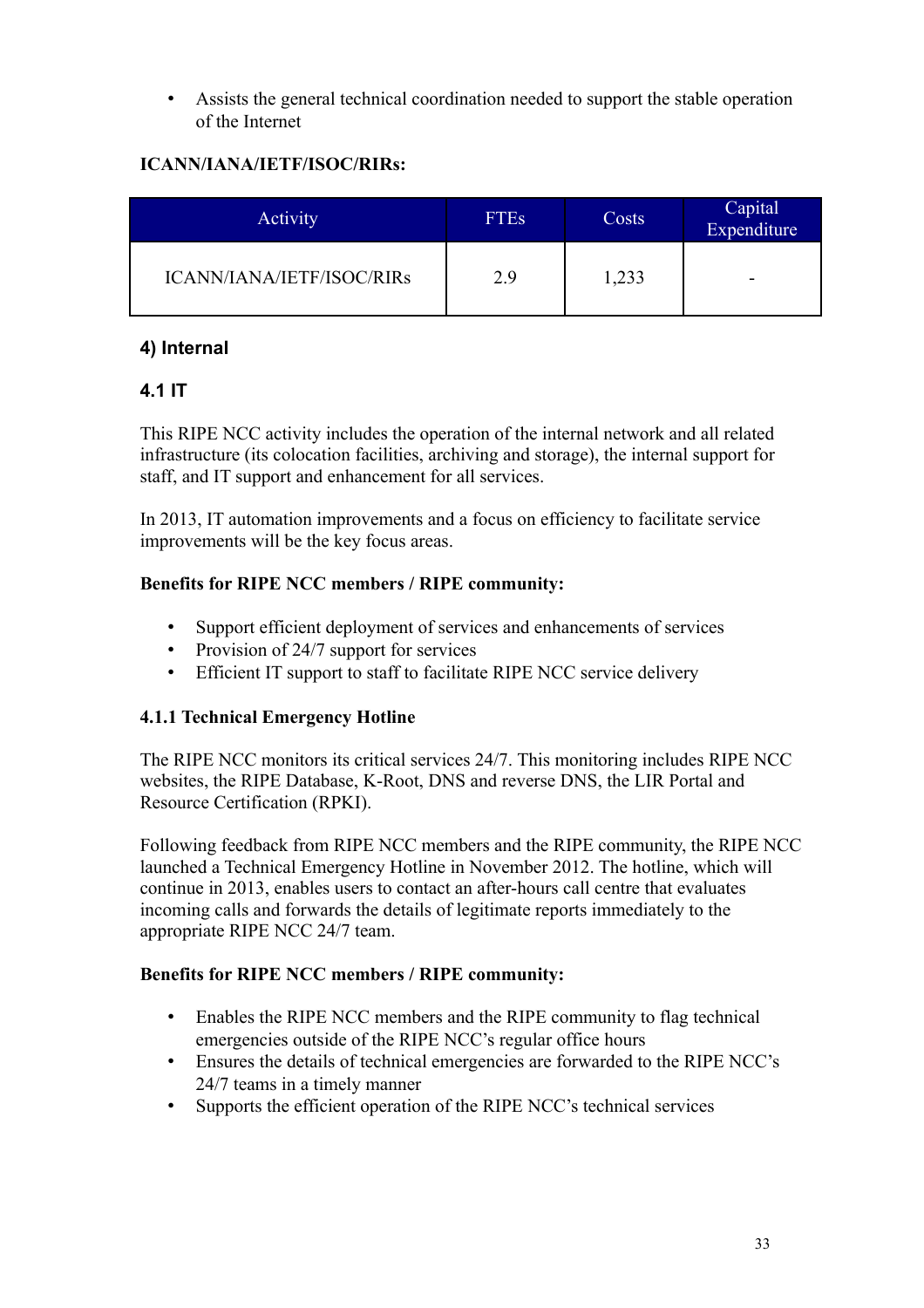- Assists the general technical coordination needed to support the stable operation of the Internet

**ICANN/IANA/IETF/ISOC/RIRs:**

| Activity | FTEs | Costs | Capital Expenditure |
|---|---|---|---|
| ICANN/IANA/IETF/ISOC/RIRs | 2.9 | 1,233 | - |

## 4) Internal

### 4.1 IT

This RIPE NCC activity includes the operation of the internal network and all related infrastructure (its colocation facilities, archiving and storage), the internal support for staff, and IT support and enhancement for all services.

In 2013, IT automation improvements and a focus on efficiency to facilitate service improvements will be the key focus areas.

**Benefits for RIPE NCC members / RIPE community:**

- Support efficient deployment of services and enhancements of services
- Provision of 24/7 support for services
- Efficient IT support to staff to facilitate RIPE NCC service delivery

#### 4.1.1 Technical Emergency Hotline

The RIPE NCC monitors its critical services 24/7. This monitoring includes RIPE NCC websites, the RIPE Database, K-Root, DNS and reverse DNS, the LIR Portal and Resource Certification (RPKI).

Following feedback from RIPE NCC members and the RIPE community, the RIPE NCC launched a Technical Emergency Hotline in November 2012. The hotline, which will continue in 2013, enables users to contact an after-hours call centre that evaluates incoming calls and forwards the details of legitimate reports immediately to the appropriate RIPE NCC 24/7 team.

**Benefits for RIPE NCC members / RIPE community:**

- Enables the RIPE NCC members and the RIPE community to flag technical emergencies outside of the RIPE NCC's regular office hours
- Ensures the details of technical emergencies are forwarded to the RIPE NCC's 24/7 teams in a timely manner
- Supports the efficient operation of the RIPE NCC's technical services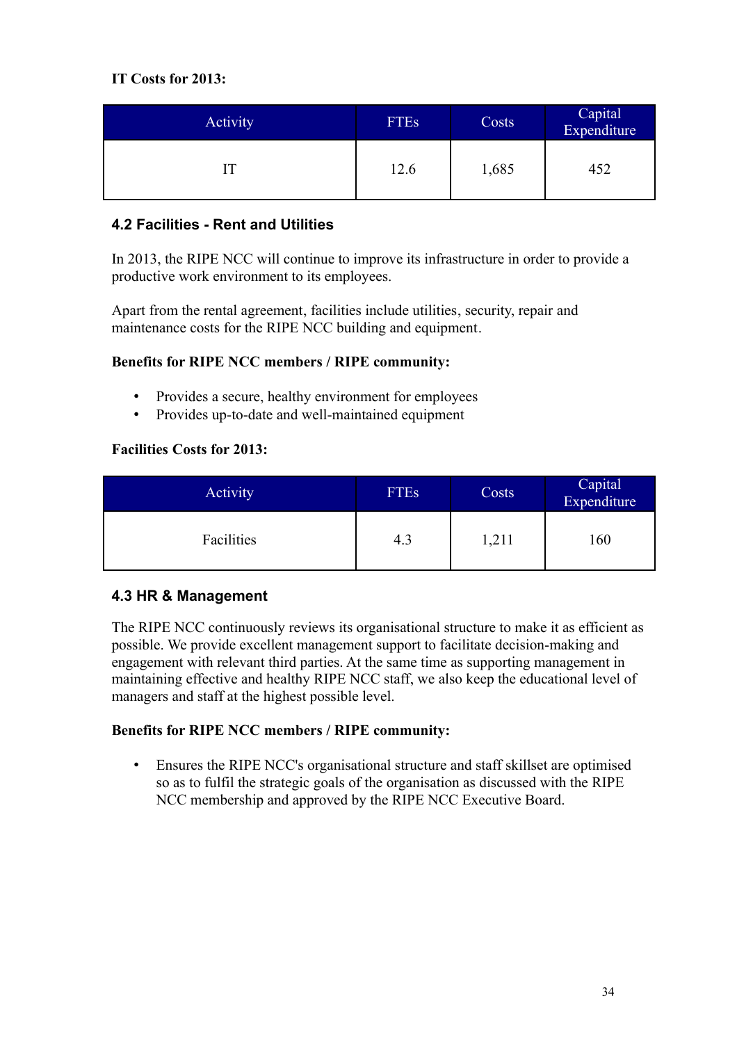**IT Costs for 2013:**

| Activity | FTEs | Costs | Capital Expenditure |
|---|---|---|---|
| IT | 12.6 | 1,685 | 452 |

### 4.2 Facilities - Rent and Utilities

In 2013, the RIPE NCC will continue to improve its infrastructure in order to provide a productive work environment to its employees.

Apart from the rental agreement, facilities include utilities, security, repair and maintenance costs for the RIPE NCC building and equipment.

**Benefits for RIPE NCC members / RIPE community:**

- Provides a secure, healthy environment for employees
- Provides up-to-date and well-maintained equipment

**Facilities Costs for 2013:**

| Activity | FTEs | Costs | Capital Expenditure |
|---|---|---|---|
| Facilities | 4.3 | 1,211 | 160 |

### 4.3 HR & Management

The RIPE NCC continuously reviews its organisational structure to make it as efficient as possible. We provide excellent management support to facilitate decision-making and engagement with relevant third parties. At the same time as supporting management in maintaining effective and healthy RIPE NCC staff, we also keep the educational level of managers and staff at the highest possible level.

**Benefits for RIPE NCC members / RIPE community:**

- Ensures the RIPE NCC's organisational structure and staff skillset are optimised so as to fulfil the strategic goals of the organisation as discussed with the RIPE NCC membership and approved by the RIPE NCC Executive Board.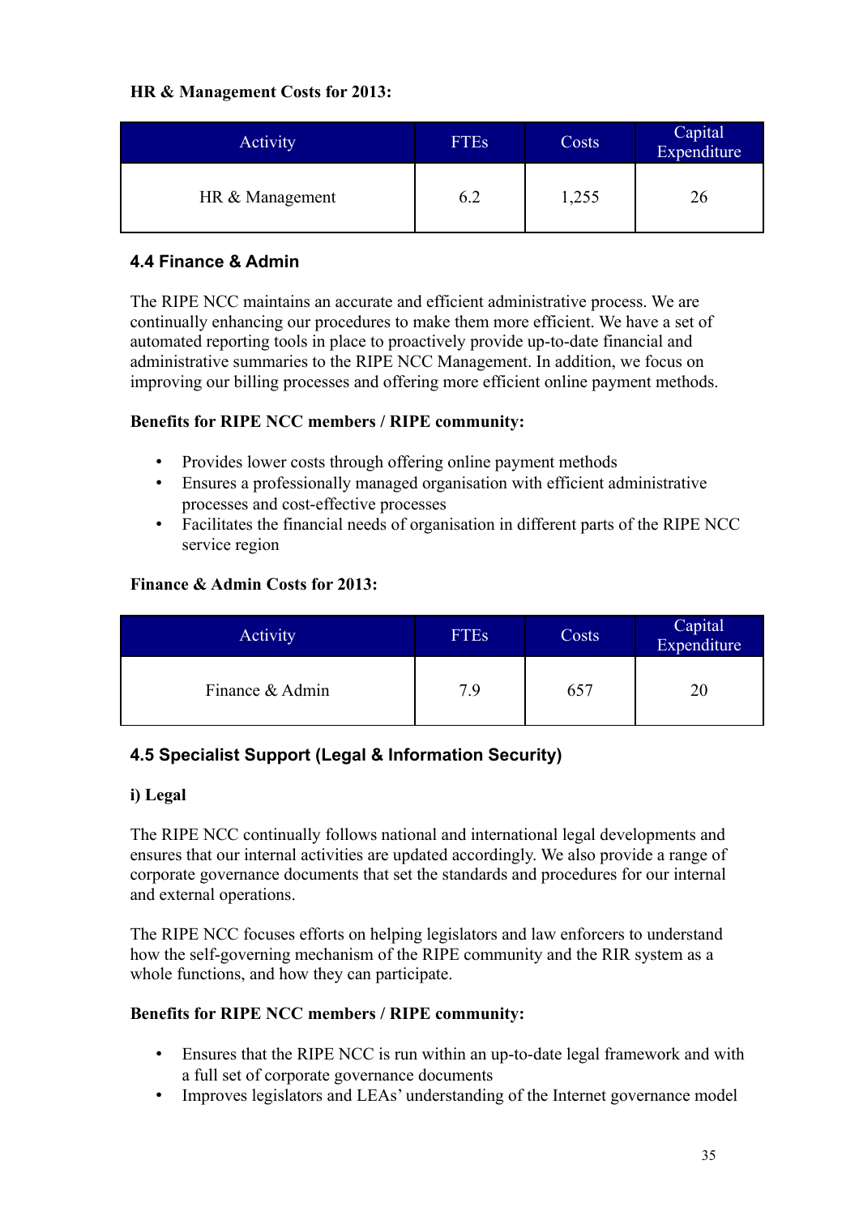**HR & Management Costs for 2013:**

| Activity | FTEs | Costs | Capital Expenditure |
|---|---|---|---|
| HR & Management | 6.2 | 1,255 | 26 |

### 4.4 Finance & Admin

The RIPE NCC maintains an accurate and efficient administrative process. We are continually enhancing our procedures to make them more efficient. We have a set of automated reporting tools in place to proactively provide up-to-date financial and administrative summaries to the RIPE NCC Management. In addition, we focus on improving our billing processes and offering more efficient online payment methods.

**Benefits for RIPE NCC members / RIPE community:**

- Provides lower costs through offering online payment methods
- Ensures a professionally managed organisation with efficient administrative processes and cost-effective processes
- Facilitates the financial needs of organisation in different parts of the RIPE NCC service region

**Finance & Admin Costs for 2013:**

| Activity | FTEs | Costs | Capital Expenditure |
|---|---|---|---|
| Finance & Admin | 7.9 | 657 | 20 |

### 4.5 Specialist Support (Legal & Information Security)

**i) Legal**

The RIPE NCC continually follows national and international legal developments and ensures that our internal activities are updated accordingly. We also provide a range of corporate governance documents that set the standards and procedures for our internal and external operations.

The RIPE NCC focuses efforts on helping legislators and law enforcers to understand how the self-governing mechanism of the RIPE community and the RIR system as a whole functions, and how they can participate.

**Benefits for RIPE NCC members / RIPE community:**

- Ensures that the RIPE NCC is run within an up-to-date legal framework and with a full set of corporate governance documents
- Improves legislators and LEAs' understanding of the Internet governance model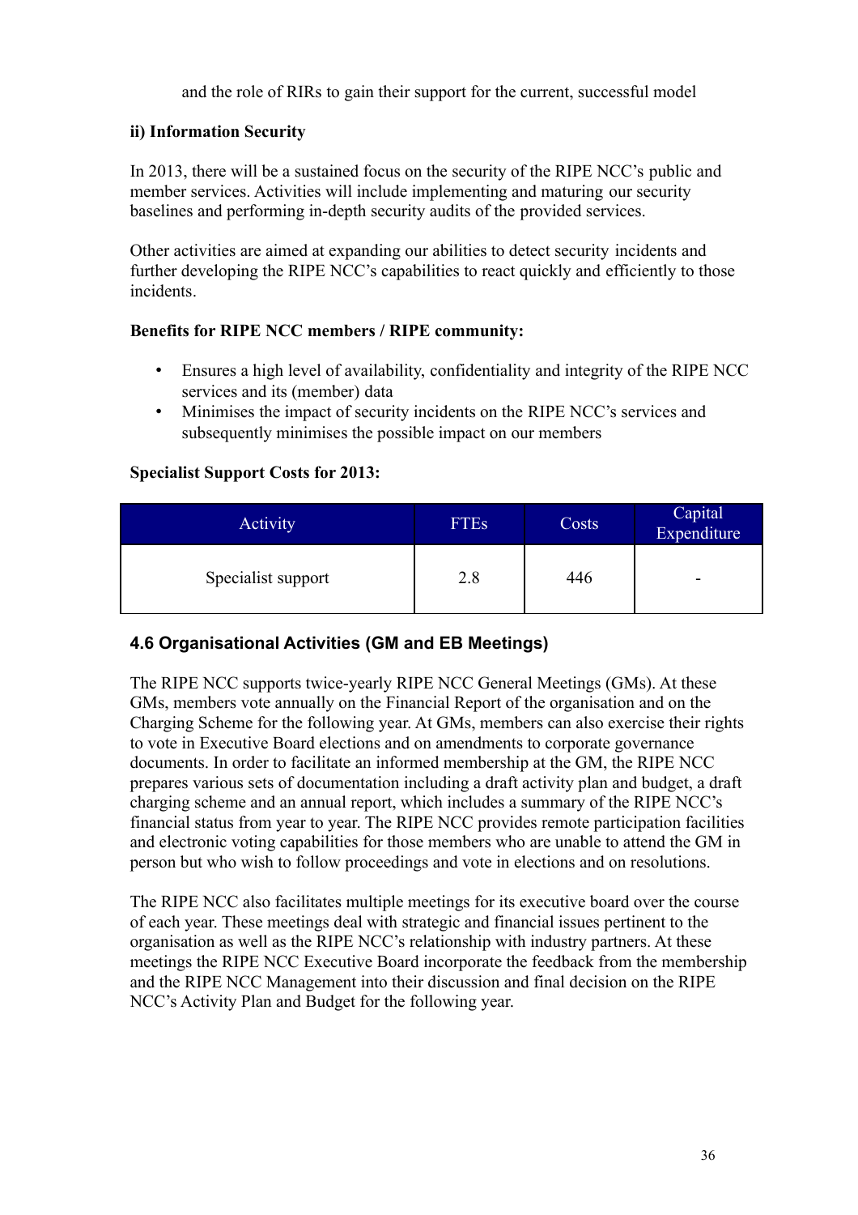and the role of RIRs to gain their support for the current, successful model

**ii) Information Security**

In 2013, there will be a sustained focus on the security of the RIPE NCC's public and member services. Activities will include implementing and maturing our security baselines and performing in-depth security audits of the provided services.

Other activities are aimed at expanding our abilities to detect security incidents and further developing the RIPE NCC's capabilities to react quickly and efficiently to those incidents.

**Benefits for RIPE NCC members / RIPE community:**

- Ensures a high level of availability, confidentiality and integrity of the RIPE NCC services and its (member) data
- Minimises the impact of security incidents on the RIPE NCC's services and subsequently minimises the possible impact on our members

**Specialist Support Costs for 2013:**

| Activity | FTEs | Costs | Capital Expenditure |
|---|---|---|---|
| Specialist support | 2.8 | 446 | - |

### 4.6 Organisational Activities (GM and EB Meetings)

The RIPE NCC supports twice-yearly RIPE NCC General Meetings (GMs). At these GMs, members vote annually on the Financial Report of the organisation and on the Charging Scheme for the following year. At GMs, members can also exercise their rights to vote in Executive Board elections and on amendments to corporate governance documents. In order to facilitate an informed membership at the GM, the RIPE NCC prepares various sets of documentation including a draft activity plan and budget, a draft charging scheme and an annual report, which includes a summary of the RIPE NCC's financial status from year to year. The RIPE NCC provides remote participation facilities and electronic voting capabilities for those members who are unable to attend the GM in person but who wish to follow proceedings and vote in elections and on resolutions.

The RIPE NCC also facilitates multiple meetings for its executive board over the course of each year. These meetings deal with strategic and financial issues pertinent to the organisation as well as the RIPE NCC's relationship with industry partners. At these meetings the RIPE NCC Executive Board incorporate the feedback from the membership and the RIPE NCC Management into their discussion and final decision on the RIPE NCC's Activity Plan and Budget for the following year.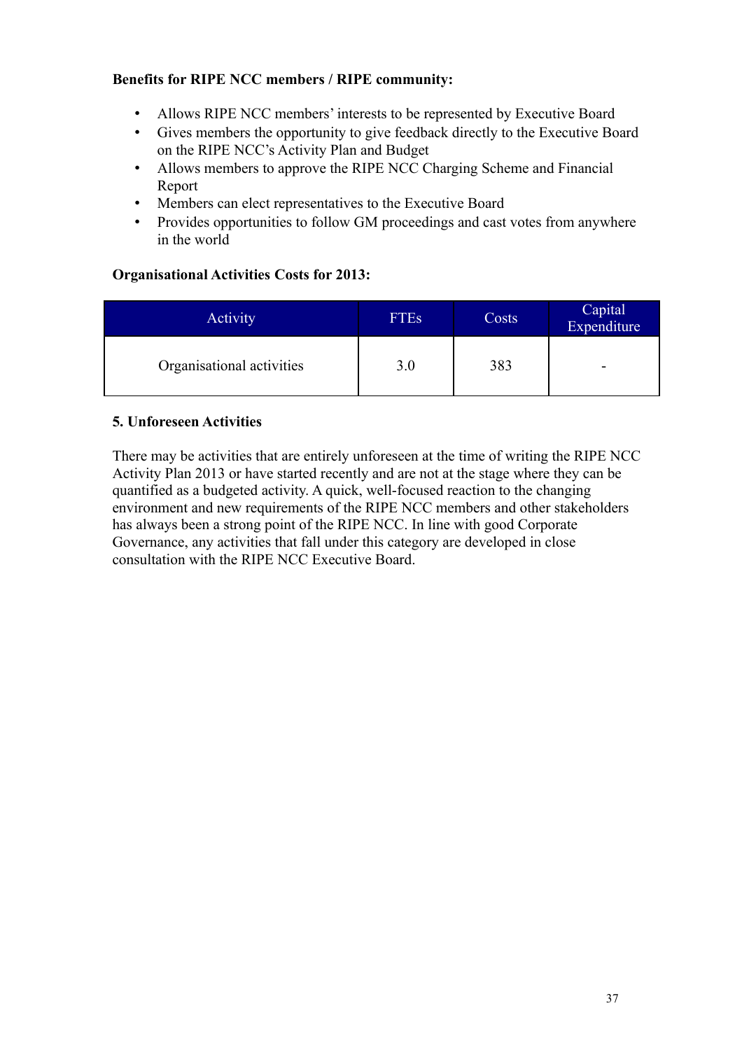**Benefits for RIPE NCC members / RIPE community:**

- Allows RIPE NCC members' interests to be represented by Executive Board
- Gives members the opportunity to give feedback directly to the Executive Board on the RIPE NCC's Activity Plan and Budget
- Allows members to approve the RIPE NCC Charging Scheme and Financial Report
- Members can elect representatives to the Executive Board
- Provides opportunities to follow GM proceedings and cast votes from anywhere in the world

**Organisational Activities Costs for 2013:**

| Activity | FTEs | Costs | Capital Expenditure |
|---|---|---|---|
| Organisational activities | 3.0 | 383 | - |

**5. Unforeseen Activities**

There may be activities that are entirely unforeseen at the time of writing the RIPE NCC Activity Plan 2013 or have started recently and are not at the stage where they can be quantified as a budgeted activity. A quick, well-focused reaction to the changing environment and new requirements of the RIPE NCC members and other stakeholders has always been a strong point of the RIPE NCC. In line with good Corporate Governance, any activities that fall under this category are developed in close consultation with the RIPE NCC Executive Board.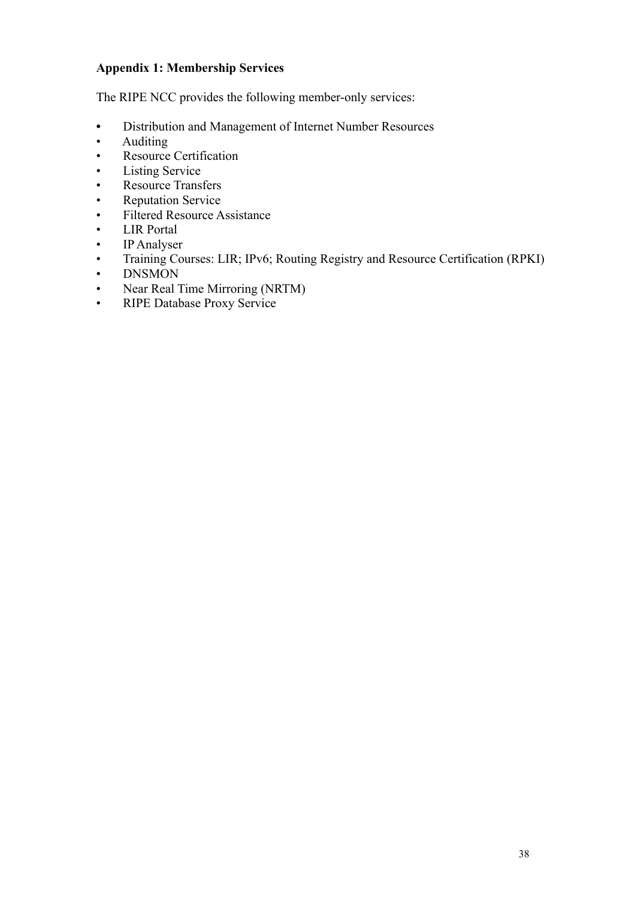### Appendix 1: Membership Services

The RIPE NCC provides the following member-only services:

- Distribution and Management of Internet Number Resources
- Auditing
- Resource Certification
- Listing Service
- Resource Transfers
- Reputation Service
- Filtered Resource Assistance
- LIR Portal
- IP Analyser
- Training Courses: LIR; IPv6; Routing Registry and Resource Certification (RPKI)
- DNSMON
- Near Real Time Mirroring (NRTM)
- RIPE Database Proxy Service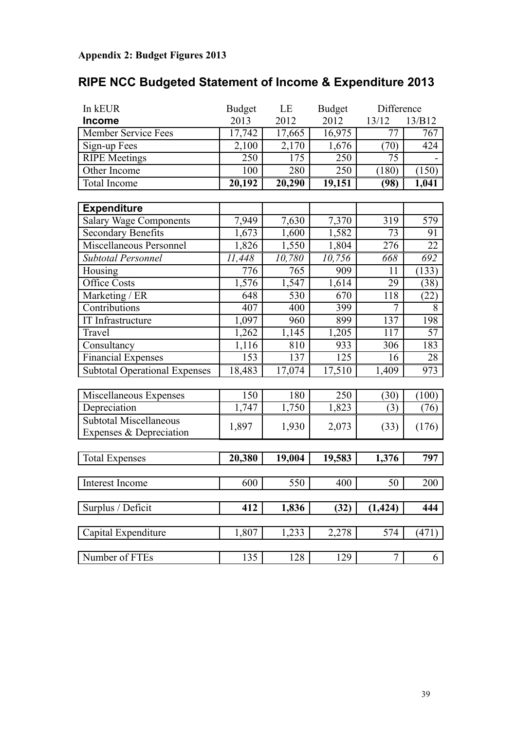**Appendix 2: Budget Figures 2013**

## RIPE NCC Budgeted Statement of Income & Expenditure 2013

| In kEUR | Budget | LE | Budget | Difference | |
|---|---|---|---|---|---|
| **Income** | 2013 | 2012 | 2012 | 13/12 | 13/B12 |
| Member Service Fees | 17,742 | 17,665 | 16,975 | 77 | 767 |
| Sign-up Fees | 2,100 | 2,170 | 1,676 | (70) | 424 |
| RIPE Meetings | 250 | 175 | 250 | 75 | - |
| Other Income | 100 | 280 | 250 | (180) | (150) |
| Total Income | **20,192** | **20,290** | **19,151** | **(98)** | **1,041** |
| | | | | | |
| **Expenditure** | | | | | |
| Salary Wage Components | 7,949 | 7,630 | 7,370 | 319 | 579 |
| Secondary Benefits | 1,673 | 1,600 | 1,582 | 73 | 91 |
| Miscellaneous Personnel | 1,826 | 1,550 | 1,804 | 276 | 22 |
| *Subtotal Personnel* | *11,448* | *10,780* | *10,756* | *668* | *692* |
| Housing | 776 | 765 | 909 | 11 | (133) |
| Office Costs | 1,576 | 1,547 | 1,614 | 29 | (38) |
| Marketing / ER | 648 | 530 | 670 | 118 | (22) |
| Contributions | 407 | 400 | 399 | 7 | 8 |
| IT Infrastructure | 1,097 | 960 | 899 | 137 | 198 |
| Travel | 1,262 | 1,145 | 1,205 | 117 | 57 |
| Consultancy | 1,116 | 810 | 933 | 306 | 183 |
| Financial Expenses | 153 | 137 | 125 | 16 | 28 |
| Subtotal Operational Expenses | 18,483 | 17,074 | 17,510 | 1,409 | 973 |
| | | | | | |
| Miscellaneous Expenses | 150 | 180 | 250 | (30) | (100) |
| Depreciation | 1,747 | 1,750 | 1,823 | (3) | (76) |
| Subtotal Miscellaneous Expenses & Depreciation | 1,897 | 1,930 | 2,073 | (33) | (176) |
| | | | | | |
| Total Expenses | **20,380** | **19,004** | **19,583** | **1,376** | **797** |
| | | | | | |
| Interest Income | 600 | 550 | 400 | 50 | 200 |
| | | | | | |
| Surplus / Deficit | **412** | **1,836** | **(32)** | **(1,424)** | **444** |
| | | | | | |
| Capital Expenditure | 1,807 | 1,233 | 2,278 | 574 | (471) |
| | | | | | |
| Number of FTEs | 135 | 128 | 129 | 7 | 6 |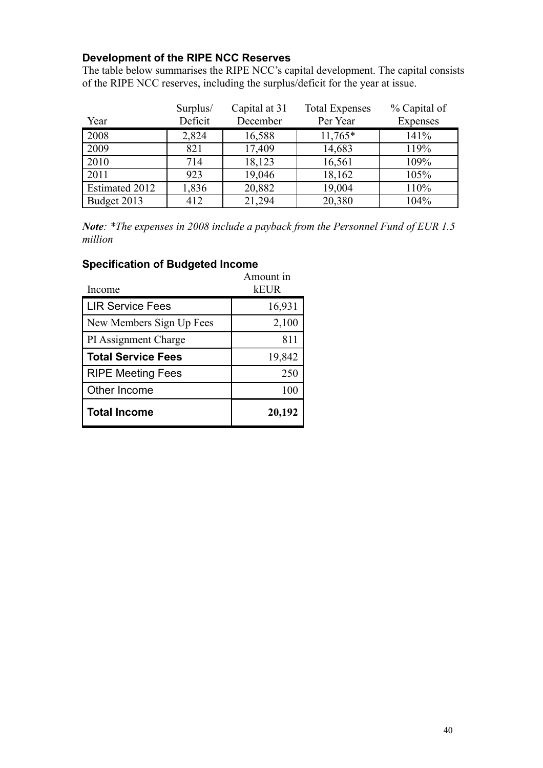### Development of the RIPE NCC Reserves

The table below summarises the RIPE NCC's capital development. The capital consists of the RIPE NCC reserves, including the surplus/deficit for the year at issue.

| Year | Surplus/ Deficit | Capital at 31 December | Total Expenses Per Year | % Capital of Expenses |
|---|---|---|---|---|
| 2008 | 2,824 | 16,588 | 11,765* | 141% |
| 2009 | 821 | 17,409 | 14,683 | 119% |
| 2010 | 714 | 18,123 | 16,561 | 109% |
| 2011 | 923 | 19,046 | 18,162 | 105% |
| Estimated 2012 | 1,836 | 20,882 | 19,004 | 110% |
| Budget 2013 | 412 | 21,294 | 20,380 | 104% |

***Note**: *The expenses in 2008 include a payback from the Personnel Fund of EUR 1.5 million*

### Specification of Budgeted Income

| Income | Amount in kEUR |
|---|---|
| LIR Service Fees | 16,931 |
| New Members Sign Up Fees | 2,100 |
| PI Assignment Charge | 811 |
| **Total Service Fees** | 19,842 |
| RIPE Meeting Fees | 250 |
| Other Income | 100 |
| **Total Income** | **20,192** |